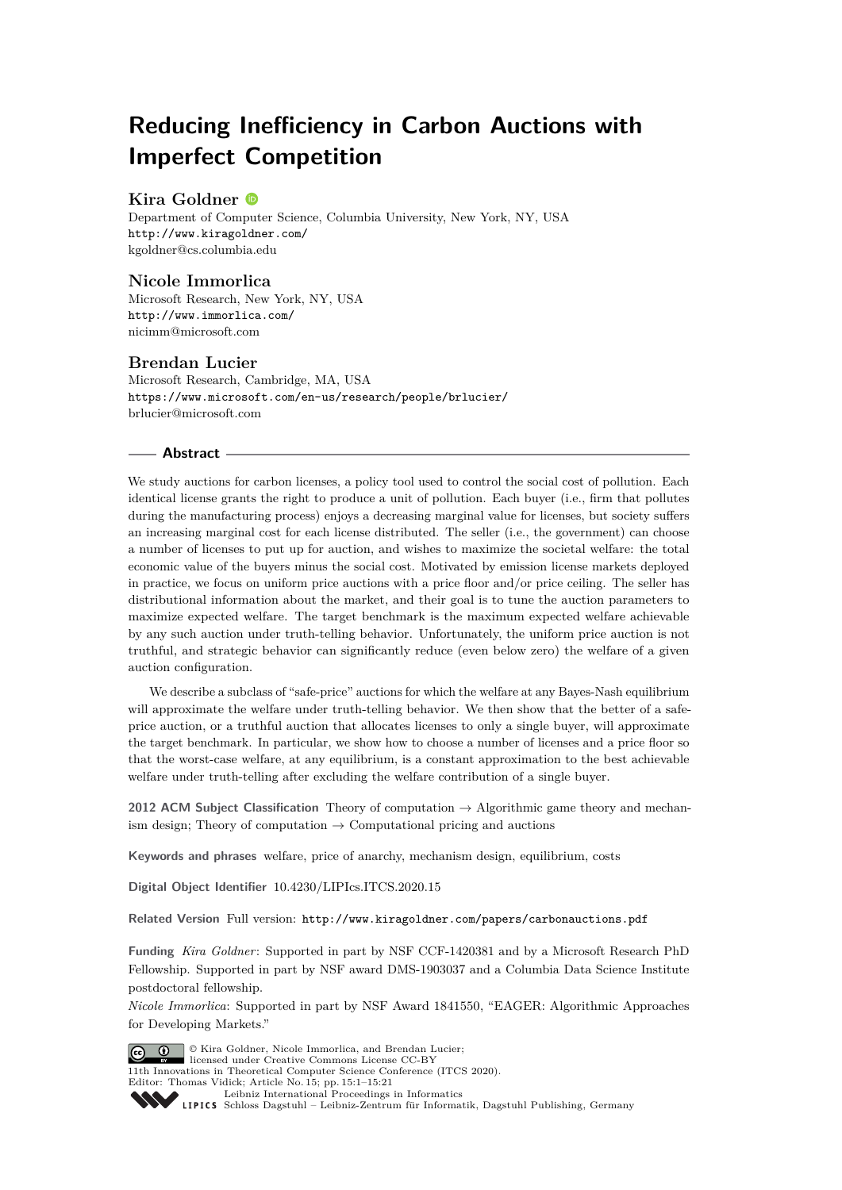# Reducing Inefficiency in Carbon Auctions with Imperfect Competition

## Kira Goldner

Department of Computer Science, Columbia University, New York, NY, USA
http://www.kiragoldner.com/
kgoldner@cs.columbia.edu

## Nicole Immorlica

Microsoft Research, New York, NY, USA
http://www.immorlica.com/
nicimm@microsoft.com

## Brendan Lucier

Microsoft Research, Cambridge, MA, USA
https://www.microsoft.com/en-us/research/people/brlucier/
brlucier@microsoft.com

### Abstract

We study auctions for carbon licenses, a policy tool used to control the social cost of pollution. Each identical license grants the right to produce a unit of pollution. Each buyer (i.e., firm that pollutes during the manufacturing process) enjoys a decreasing marginal value for licenses, but society suffers an increasing marginal cost for each license distributed. The seller (i.e., the government) can choose a number of licenses to put up for auction, and wishes to maximize the societal welfare: the total economic value of the buyers minus the social cost. Motivated by emission license markets deployed in practice, we focus on uniform price auctions with a price floor and/or price ceiling. The seller has distributional information about the market, and their goal is to tune the auction parameters to maximize expected welfare. The target benchmark is the maximum expected welfare achievable by any such auction under truth-telling behavior. Unfortunately, the uniform price auction is not truthful, and strategic behavior can significantly reduce (even below zero) the welfare of a given auction configuration.

We describe a subclass of "safe-price" auctions for which the welfare at any Bayes-Nash equilibrium will approximate the welfare under truth-telling behavior. We then show that the better of a safe-price auction, or a truthful auction that allocates licenses to only a single buyer, will approximate the target benchmark. In particular, we show how to choose a number of licenses and a price floor so that the worst-case welfare, at any equilibrium, is a constant approximation to the best achievable welfare under truth-telling after excluding the welfare contribution of a single buyer.

**2012 ACM Subject Classification** Theory of computation → Algorithmic game theory and mechanism design; Theory of computation → Computational pricing and auctions

**Keywords and phrases** welfare, price of anarchy, mechanism design, equilibrium, costs

**Digital Object Identifier** 10.4230/LIPIcs.ITCS.2020.15

**Related Version** Full version: http://www.kiragoldner.com/papers/carbonauctions.pdf

**Funding** *Kira Goldner*: Supported in part by NSF CCF-1420381 and by a Microsoft Research PhD Fellowship. Supported in part by NSF award DMS-1903037 and a Columbia Data Science Institute postdoctoral fellowship.
*Nicole Immorlica*: Supported in part by NSF Award 1841550, "EAGER: Algorithmic Approaches for Developing Markets."

© Kira Goldner, Nicole Immorlica, and Brendan Lucier; licensed under Creative Commons License CC-BY
11th Innovations in Theoretical Computer Science Conference (ITCS 2020).
Editor: Thomas Vidick; Article No. 15; pp. 15:1–15:21
Leibniz International Proceedings in Informatics
Schloss Dagstuhl – Leibniz-Zentrum für Informatik, Dagstuhl Publishing, Germany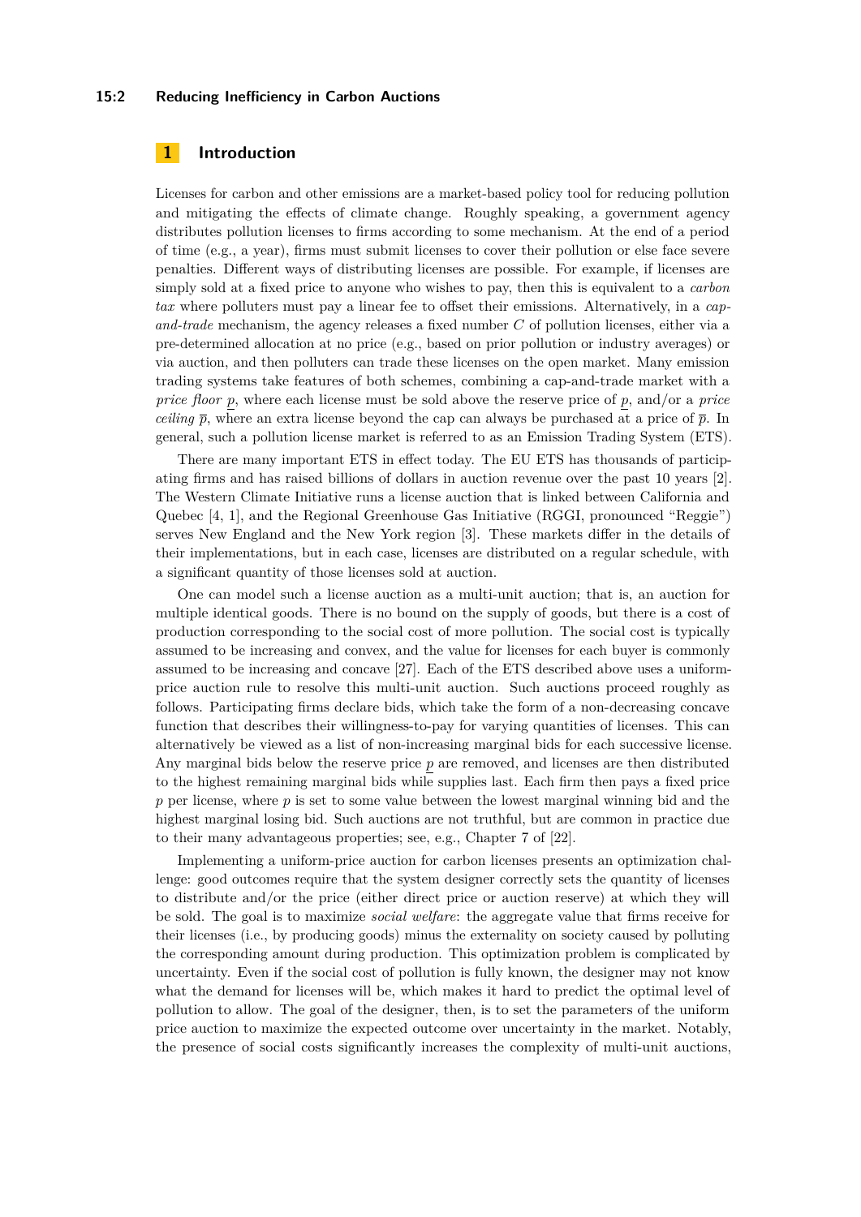# 1 Introduction

Licenses for carbon and other emissions are a market-based policy tool for reducing pollution and mitigating the effects of climate change. Roughly speaking, a government agency distributes pollution licenses to firms according to some mechanism. At the end of a period of time (e.g., a year), firms must submit licenses to cover their pollution or else face severe penalties. Different ways of distributing licenses are possible. For example, if licenses are simply sold at a fixed price to anyone who wishes to pay, then this is equivalent to a *carbon tax* where polluters must pay a linear fee to offset their emissions. Alternatively, in a *cap-and-trade* mechanism, the agency releases a fixed number $C$ of pollution licenses, either via a pre-determined allocation at no price (e.g., based on prior pollution or industry averages) or via auction, and then polluters can trade these licenses on the open market. Many emission trading systems take features of both schemes, combining a cap-and-trade market with a *price floor* $\underline{p}$, where each license must be sold above the reserve price of $\underline{p}$, and/or a *price ceiling* $\overline{p}$, where an extra license beyond the cap can always be purchased at a price of $\overline{p}$. In general, such a pollution license market is referred to as an Emission Trading System (ETS).

There are many important ETS in effect today. The EU ETS has thousands of participating firms and has raised billions of dollars in auction revenue over the past 10 years [2]. The Western Climate Initiative runs a license auction that is linked between California and Quebec [4, 1], and the Regional Greenhouse Gas Initiative (RGGI, pronounced "Reggie") serves New England and the New York region [3]. These markets differ in the details of their implementations, but in each case, licenses are distributed on a regular schedule, with a significant quantity of those licenses sold at auction.

One can model such a license auction as a multi-unit auction; that is, an auction for multiple identical goods. There is no bound on the supply of goods, but there is a cost of production corresponding to the social cost of more pollution. The social cost is typically assumed to be increasing and convex, and the value for licenses for each buyer is commonly assumed to be increasing and concave [27]. Each of the ETS described above uses a uniform-price auction rule to resolve this multi-unit auction. Such auctions proceed roughly as follows. Participating firms declare bids, which take the form of a non-decreasing concave function that describes their willingness-to-pay for varying quantities of licenses. This can alternatively be viewed as a list of non-increasing marginal bids for each successive license. Any marginal bids below the reserve price $\underline{p}$ are removed, and licenses are then distributed to the highest remaining marginal bids while supplies last. Each firm then pays a fixed price $p$ per license, where $p$ is set to some value between the lowest marginal winning bid and the highest marginal losing bid. Such auctions are not truthful, but are common in practice due to their many advantageous properties; see, e.g., Chapter 7 of [22].

Implementing a uniform-price auction for carbon licenses presents an optimization challenge: good outcomes require that the system designer correctly sets the quantity of licenses to distribute and/or the price (either direct price or auction reserve) at which they will be sold. The goal is to maximize *social welfare*: the aggregate value that firms receive for their licenses (i.e., by producing goods) minus the externality on society caused by polluting the corresponding amount during production. This optimization problem is complicated by uncertainty. Even if the social cost of pollution is fully known, the designer may not know what the demand for licenses will be, which makes it hard to predict the optimal level of pollution to allow. The goal of the designer, then, is to set the parameters of the uniform price auction to maximize the expected outcome over uncertainty in the market. Notably, the presence of social costs significantly increases the complexity of multi-unit auctions,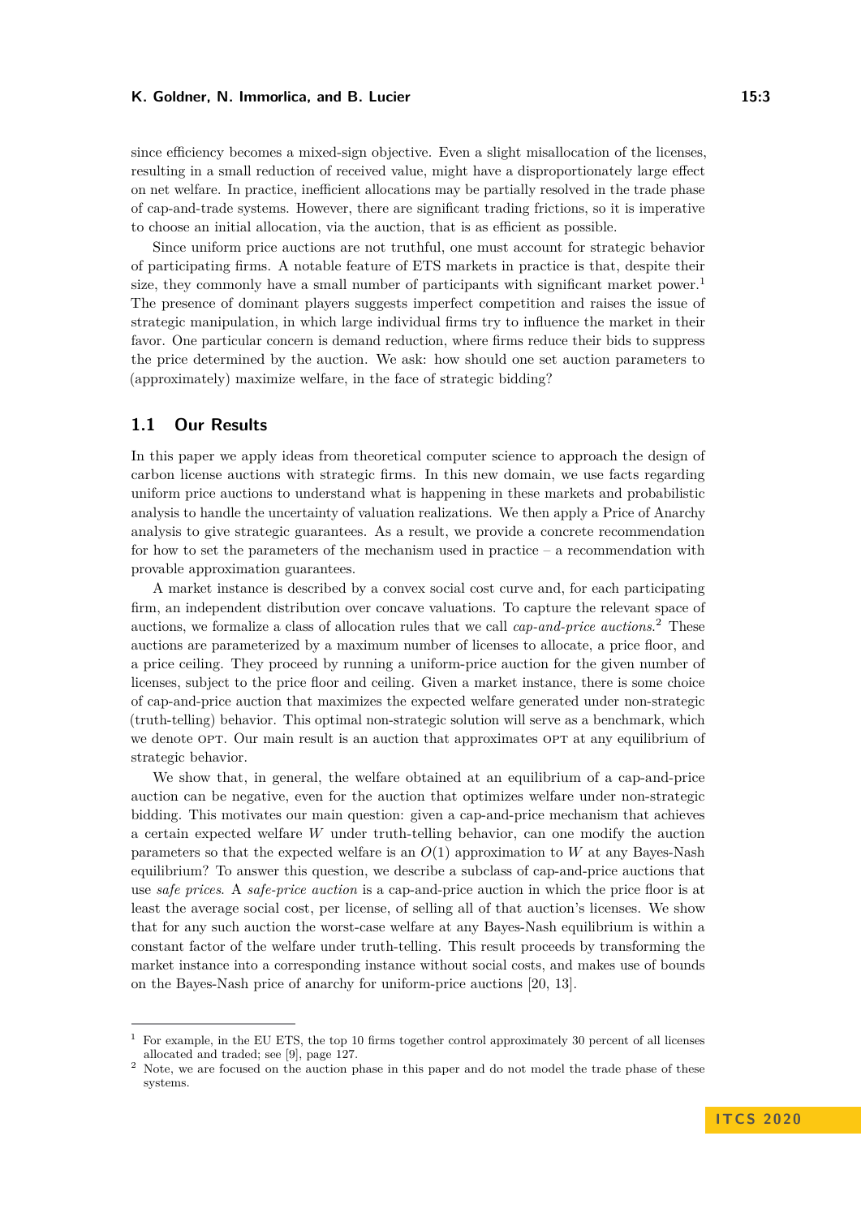since efficiency becomes a mixed-sign objective. Even a slight misallocation of the licenses, resulting in a small reduction of received value, might have a disproportionately large effect on net welfare. In practice, inefficient allocations may be partially resolved in the trade phase of cap-and-trade systems. However, there are significant trading frictions, so it is imperative to choose an initial allocation, via the auction, that is as efficient as possible.

Since uniform price auctions are not truthful, one must account for strategic behavior of participating firms. A notable feature of ETS markets in practice is that, despite their size, they commonly have a small number of participants with significant market power.[1] The presence of dominant players suggests imperfect competition and raises the issue of strategic manipulation, in which large individual firms try to influence the market in their favor. One particular concern is demand reduction, where firms reduce their bids to suppress the price determined by the auction. We ask: how should one set auction parameters to (approximately) maximize welfare, in the face of strategic bidding?

## 1.1 Our Results

In this paper we apply ideas from theoretical computer science to approach the design of carbon license auctions with strategic firms. In this new domain, we use facts regarding uniform price auctions to understand what is happening in these markets and probabilistic analysis to handle the uncertainty of valuation realizations. We then apply a Price of Anarchy analysis to give strategic guarantees. As a result, we provide a concrete recommendation for how to set the parameters of the mechanism used in practice – a recommendation with provable approximation guarantees.

A market instance is described by a convex social cost curve and, for each participating firm, an independent distribution over concave valuations. To capture the relevant space of auctions, we formalize a class of allocation rules that we call *cap-and-price auctions*.[2] These auctions are parameterized by a maximum number of licenses to allocate, a price floor, and a price ceiling. They proceed by running a uniform-price auction for the given number of licenses, subject to the price floor and ceiling. Given a market instance, there is some choice of cap-and-price auction that maximizes the expected welfare generated under non-strategic (truth-telling) behavior. This optimal non-strategic solution will serve as a benchmark, which we denote OPT. Our main result is an auction that approximates OPT at any equilibrium of strategic behavior.

We show that, in general, the welfare obtained at an equilibrium of a cap-and-price auction can be negative, even for the auction that optimizes welfare under non-strategic bidding. This motivates our main question: given a cap-and-price mechanism that achieves a certain expected welfare $W$ under truth-telling behavior, can one modify the auction parameters so that the expected welfare is an $O(1)$ approximation to $W$ at any Bayes-Nash equilibrium? To answer this question, we describe a subclass of cap-and-price auctions that use *safe prices*. A *safe-price auction* is a cap-and-price auction in which the price floor is at least the average social cost, per license, of selling all of that auction's licenses. We show that for any such auction the worst-case welfare at any Bayes-Nash equilibrium is within a constant factor of the welfare under truth-telling. This result proceeds by transforming the market instance into a corresponding instance without social costs, and makes use of bounds on the Bayes-Nash price of anarchy for uniform-price auctions [20, 13].

---

[1] For example, in the EU ETS, the top 10 firms together control approximately 30 percent of all licenses allocated and traded; see [9], page 127.

[2] Note, we are focused on the auction phase in this paper and do not model the trade phase of these systems.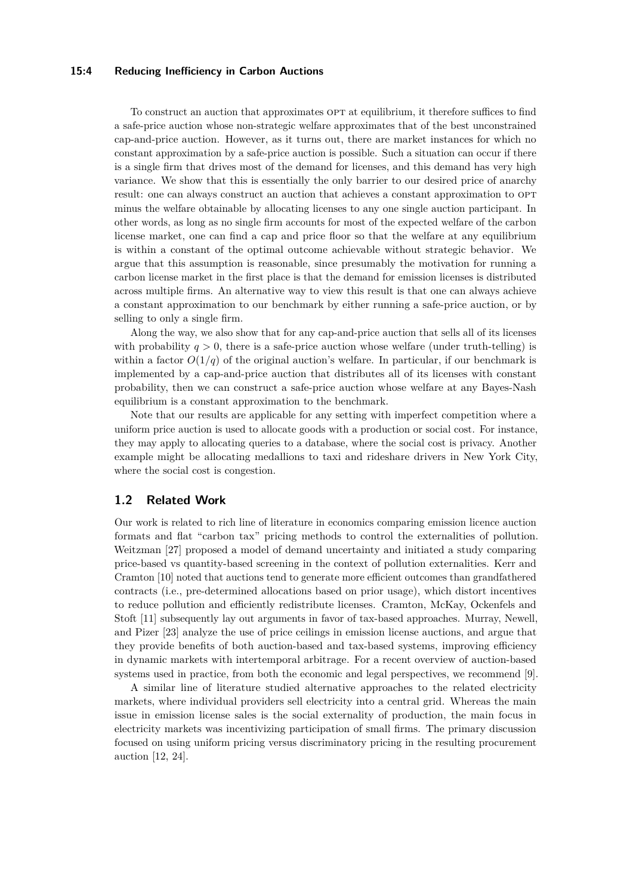To construct an auction that approximates OPT at equilibrium, it therefore suffices to find a safe-price auction whose non-strategic welfare approximates that of the best unconstrained cap-and-price auction. However, as it turns out, there are market instances for which no constant approximation by a safe-price auction is possible. Such a situation can occur if there is a single firm that drives most of the demand for licenses, and this demand has very high variance. We show that this is essentially the only barrier to our desired price of anarchy result: one can always construct an auction that achieves a constant approximation to OPT minus the welfare obtainable by allocating licenses to any one single auction participant. In other words, as long as no single firm accounts for most of the expected welfare of the carbon license market, one can find a cap and price floor so that the welfare at any equilibrium is within a constant of the optimal outcome achievable without strategic behavior. We argue that this assumption is reasonable, since presumably the motivation for running a carbon license market in the first place is that the demand for emission licenses is distributed across multiple firms. An alternative way to view this result is that one can always achieve a constant approximation to our benchmark by either running a safe-price auction, or by selling to only a single firm.

Along the way, we also show that for any cap-and-price auction that sells all of its licenses with probability $q > 0$, there is a safe-price auction whose welfare (under truth-telling) is within a factor $O(1/q)$ of the original auction's welfare. In particular, if our benchmark is implemented by a cap-and-price auction that distributes all of its licenses with constant probability, then we can construct a safe-price auction whose welfare at any Bayes-Nash equilibrium is a constant approximation to the benchmark.

Note that our results are applicable for any setting with imperfect competition where a uniform price auction is used to allocate goods with a production or social cost. For instance, they may apply to allocating queries to a database, where the social cost is privacy. Another example might be allocating medallions to taxi and rideshare drivers in New York City, where the social cost is congestion.

## 1.2 Related Work

Our work is related to rich line of literature in economics comparing emission licence auction formats and flat "carbon tax" pricing methods to control the externalities of pollution. Weitzman [27] proposed a model of demand uncertainty and initiated a study comparing price-based vs quantity-based screening in the context of pollution externalities. Kerr and Cramton [10] noted that auctions tend to generate more efficient outcomes than grandfathered contracts (i.e., pre-determined allocations based on prior usage), which distort incentives to reduce pollution and efficiently redistribute licenses. Cramton, McKay, Ockenfels and Stoft [11] subsequently lay out arguments in favor of tax-based approaches. Murray, Newell, and Pizer [23] analyze the use of price ceilings in emission license auctions, and argue that they provide benefits of both auction-based and tax-based systems, improving efficiency in dynamic markets with intertemporal arbitrage. For a recent overview of auction-based systems used in practice, from both the economic and legal perspectives, we recommend [9].

A similar line of literature studied alternative approaches to the related electricity markets, where individual providers sell electricity into a central grid. Whereas the main issue in emission license sales is the social externality of production, the main focus in electricity markets was incentivizing participation of small firms. The primary discussion focused on using uniform pricing versus discriminatory pricing in the resulting procurement auction [12, 24].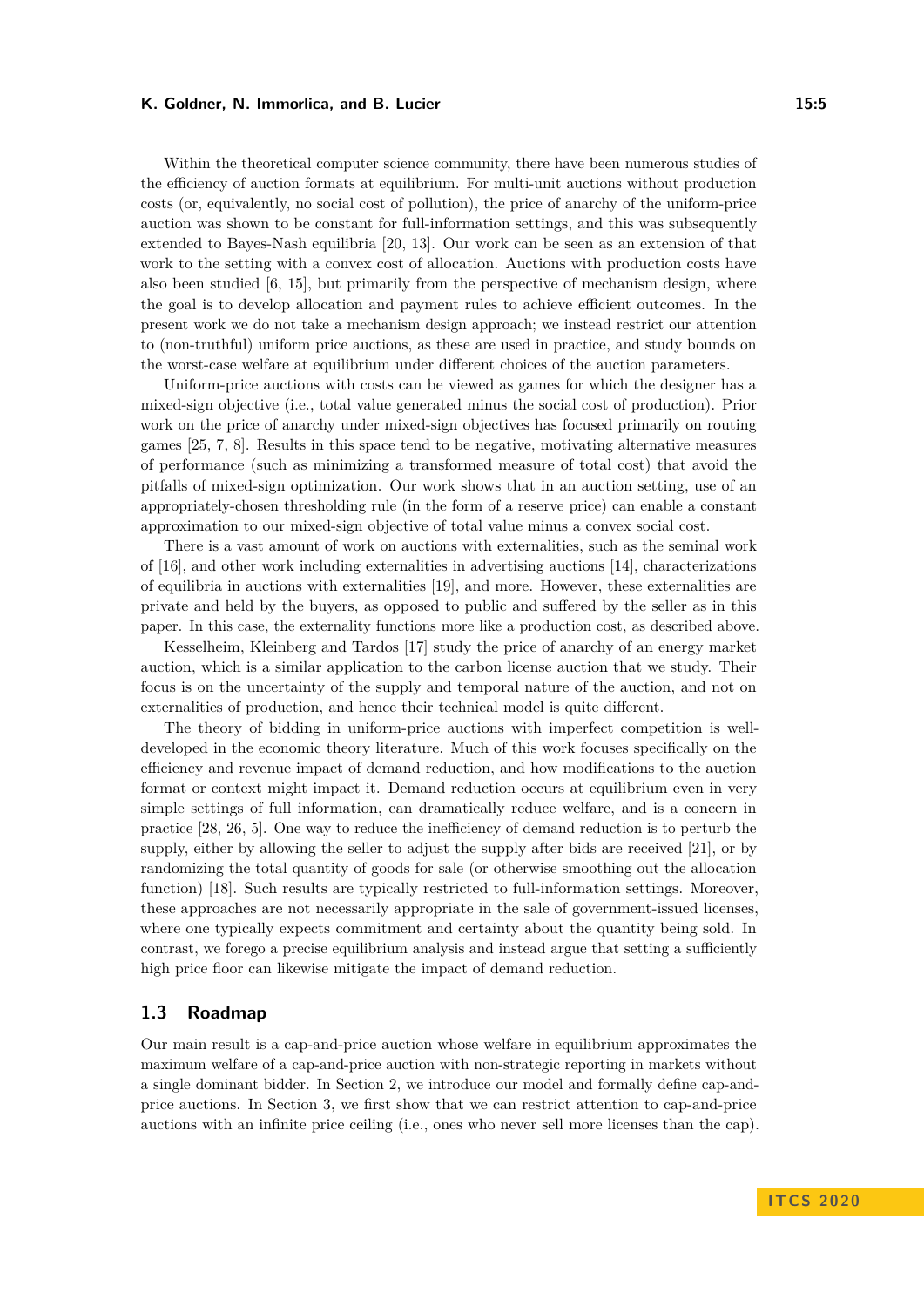Within the theoretical computer science community, there have been numerous studies of the efficiency of auction formats at equilibrium. For multi-unit auctions without production costs (or, equivalently, no social cost of pollution), the price of anarchy of the uniform-price auction was shown to be constant for full-information settings, and this was subsequently extended to Bayes-Nash equilibria [20, 13]. Our work can be seen as an extension of that work to the setting with a convex cost of allocation. Auctions with production costs have also been studied [6, 15], but primarily from the perspective of mechanism design, where the goal is to develop allocation and payment rules to achieve efficient outcomes. In the present work we do not take a mechanism design approach; we instead restrict our attention to (non-truthful) uniform price auctions, as these are used in practice, and study bounds on the worst-case welfare at equilibrium under different choices of the auction parameters.

Uniform-price auctions with costs can be viewed as games for which the designer has a mixed-sign objective (i.e., total value generated minus the social cost of production). Prior work on the price of anarchy under mixed-sign objectives has focused primarily on routing games [25, 7, 8]. Results in this space tend to be negative, motivating alternative measures of performance (such as minimizing a transformed measure of total cost) that avoid the pitfalls of mixed-sign optimization. Our work shows that in an auction setting, use of an appropriately-chosen thresholding rule (in the form of a reserve price) can enable a constant approximation to our mixed-sign objective of total value minus a convex social cost.

There is a vast amount of work on auctions with externalities, such as the seminal work of [16], and other work including externalities in advertising auctions [14], characterizations of equilibria in auctions with externalities [19], and more. However, these externalities are private and held by the buyers, as opposed to public and suffered by the seller as in this paper. In this case, the externality functions more like a production cost, as described above.

Kesselheim, Kleinberg and Tardos [17] study the price of anarchy of an energy market auction, which is a similar application to the carbon license auction that we study. Their focus is on the uncertainty of the supply and temporal nature of the auction, and not on externalities of production, and hence their technical model is quite different.

The theory of bidding in uniform-price auctions with imperfect competition is well-developed in the economic theory literature. Much of this work focuses specifically on the efficiency and revenue impact of demand reduction, and how modifications to the auction format or context might impact it. Demand reduction occurs at equilibrium even in very simple settings of full information, can dramatically reduce welfare, and is a concern in practice [28, 26, 5]. One way to reduce the inefficiency of demand reduction is to perturb the supply, either by allowing the seller to adjust the supply after bids are received [21], or by randomizing the total quantity of goods for sale (or otherwise smoothing out the allocation function) [18]. Such results are typically restricted to full-information settings. Moreover, these approaches are not necessarily appropriate in the sale of government-issued licenses, where one typically expects commitment and certainty about the quantity being sold. In contrast, we forego a precise equilibrium analysis and instead argue that setting a sufficiently high price floor can likewise mitigate the impact of demand reduction.

## 1.3 Roadmap

Our main result is a cap-and-price auction whose welfare in equilibrium approximates the maximum welfare of a cap-and-price auction with non-strategic reporting in markets without a single dominant bidder. In Section 2, we introduce our model and formally define cap-and-price auctions. In Section 3, we first show that we can restrict attention to cap-and-price auctions with an infinite price ceiling (i.e., ones who never sell more licenses than the cap).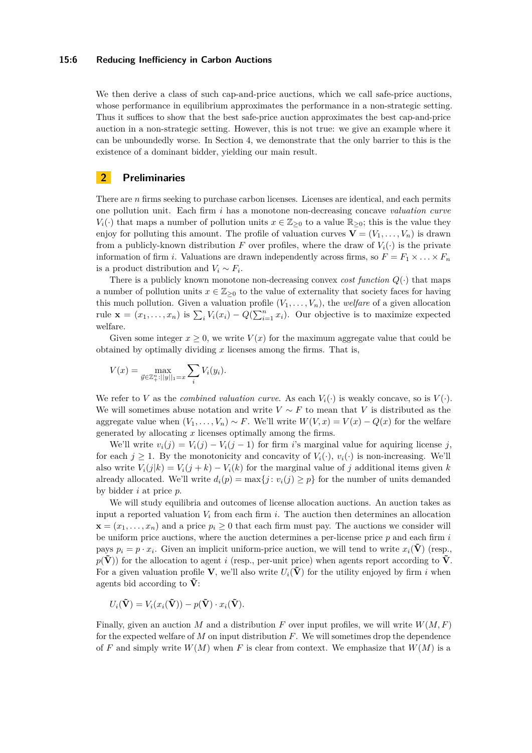We then derive a class of such cap-and-price auctions, which we call safe-price auctions, whose performance in equilibrium approximates the performance in a non-strategic setting. Thus it suffices to show that the best safe-price auction approximates the best cap-and-price auction in a non-strategic setting. However, this is not true: we give an example where it can be unboundedly worse. In Section 4, we demonstrate that the only barrier to this is the existence of a dominant bidder, yielding our main result.

## 2 Preliminaries

There are $n$ firms seeking to purchase carbon licenses. Licenses are identical, and each permits one pollution unit. Each firm $i$ has a monotone non-decreasing concave *valuation curve* $V_i(\cdot)$ that maps a number of pollution units $x \in \mathbb{Z}_{\geq 0}$ to a value $\mathbb{R}_{\geq 0}$; this is the value they enjoy for polluting this amount. The profile of valuation curves $\mathbf{V} = (V_1, \dots, V_n)$ is drawn from a publicly-known distribution $F$ over profiles, where the draw of $V_i(\cdot)$ is the private information of firm $i$. Valuations are drawn independently across firms, so $F = F_1 \times \ldots \times F_n$ is a product distribution and $V_i \sim F_i$.

There is a publicly known monotone non-decreasing convex *cost function* $Q(\cdot)$ that maps a number of pollution units $x \in \mathbb{Z}_{\geq 0}$ to the value of externality that society faces for having this much pollution. Given a valuation profile $(V_1, \dots, V_n)$, the *welfare* of a given allocation rule $\mathbf{x} = (x_1, \dots, x_n)$ is $\sum_i V_i(x_i) - Q(\sum_{i=1}^n x_i)$. Our objective is to maximize expected welfare.

Given some integer $x \geq 0$, we write $V(x)$ for the maximum aggregate value that could be obtained by optimally dividing $x$ licenses among the firms. That is,

$$V(x) = \max_{\vec{y} \in \mathbb{Z}_+^n : ||y||_1 = x} \sum_i V_i(y_i).$$

We refer to $V$ as the *combined valuation curve*. As each $V_i(\cdot)$ is weakly concave, so is $V(\cdot)$. We will sometimes abuse notation and write $V \sim F$ to mean that $V$ is distributed as the aggregate value when $(V_1, \dots, V_n) \sim F$. We'll write $W(V, x) = V(x) - Q(x)$ for the welfare generated by allocating $x$ licenses optimally among the firms.

We'll write $v_i(j) = V_i(j) - V_i(j-1)$ for firm $i$'s marginal value for aquiring license $j$, for each $j \geq 1$. By the monotonicity and concavity of $V_i(\cdot)$, $v_i(\cdot)$ is non-increasing. We'll also write $V_i(j|k) = V_i(j+k) - V_i(k)$ for the marginal value of $j$ additional items given $k$ already allocated. We'll write $d_i(p) = \max\{j : v_i(j) \geq p\}$ for the number of units demanded by bidder $i$ at price $p$.

We will study equilibria and outcomes of license allocation auctions. An auction takes as input a reported valuation $V_i$ from each firm $i$. The auction then determines an allocation $\mathbf{x} = (x_1, \dots, x_n)$ and a price $p_i \geq 0$ that each firm must pay. The auctions we consider will be uniform price auctions, where the auction determines a per-license price $p$ and each firm $i$ pays $p_i = p \cdot x_i$. Given an implicit uniform-price auction, we will tend to write $x_i(\tilde{\mathbf{V}})$ (resp., $p(\tilde{\mathbf{V}})$) for the allocation to agent $i$ (resp., per-unit price) when agents report according to $\tilde{\mathbf{V}}$. For a given valuation profile $\mathbf{V}$, we'll also write $U_i(\tilde{\mathbf{V}})$ for the utility enjoyed by firm $i$ when agents bid according to $\tilde{\mathbf{V}}$:

$$U_i(\tilde{\mathbf{V}}) = V_i(x_i(\tilde{\mathbf{V}})) - p(\tilde{\mathbf{V}}) \cdot x_i(\tilde{\mathbf{V}}).$$

Finally, given an auction $M$ and a distribution $F$ over input profiles, we will write $W(M, F)$ for the expected welfare of $M$ on input distribution $F$. We will sometimes drop the dependence of $F$ and simply write $W(M)$ when $F$ is clear from context. We emphasize that $W(M)$ is a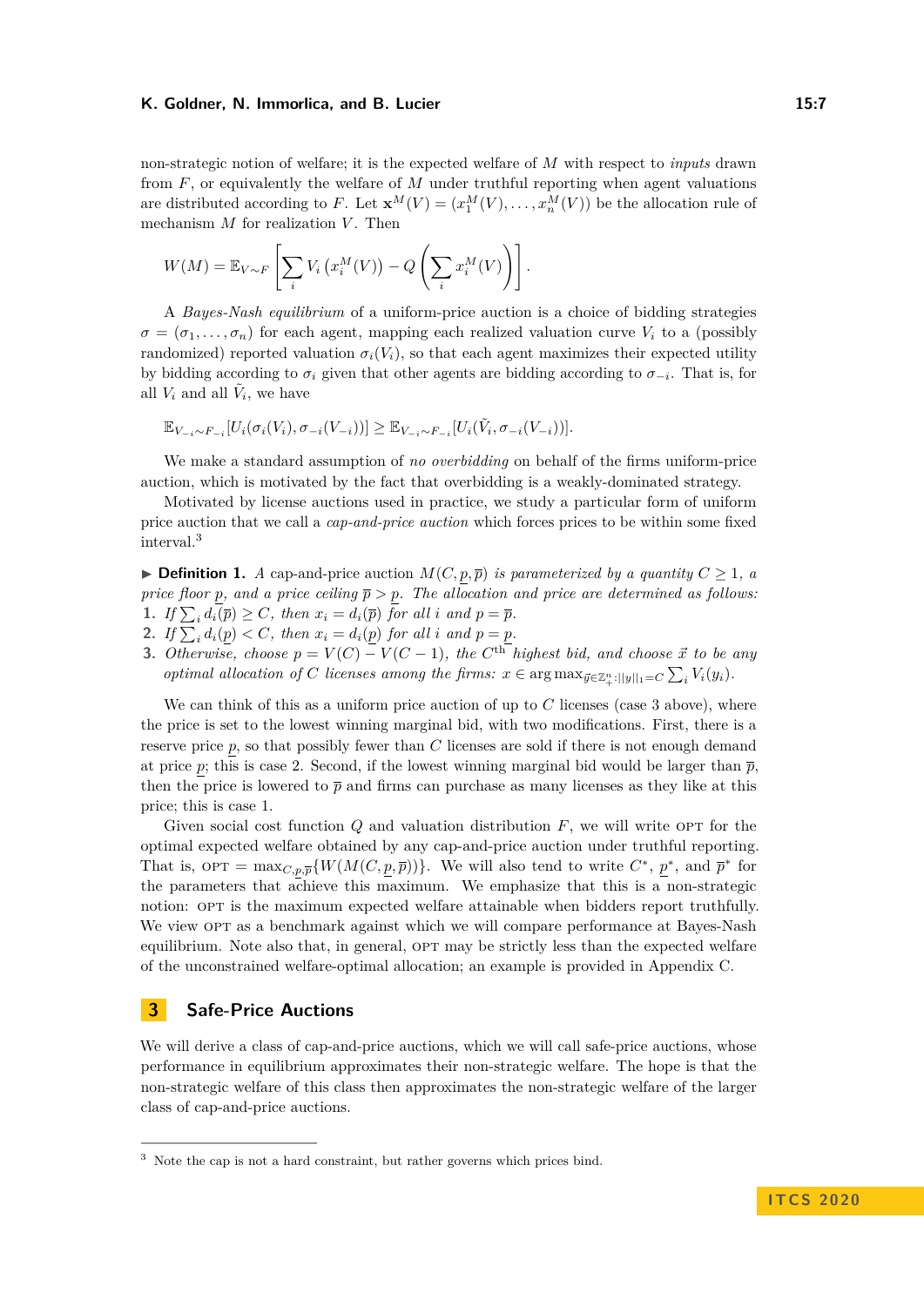non-strategic notion of welfare; it is the expected welfare of $M$ with respect to *inputs* drawn from $F$, or equivalently the welfare of $M$ under truthful reporting when agent valuations are distributed according to $F$. Let $\mathbf{x}^M(V) = (x_1^M(V), \ldots, x_n^M(V))$ be the allocation rule of mechanism $M$ for realization $V$. Then

$$W(M) = \mathbb{E}_{V \sim F}\left[\sum_i V_i\left(x_i^M(V)\right) - Q\left(\sum_i x_i^M(V)\right)\right].$$

A *Bayes-Nash equilibrium* of a uniform-price auction is a choice of bidding strategies $\sigma = (\sigma_1, \ldots, \sigma_n)$ for each agent, mapping each realized valuation curve $V_i$ to a (possibly randomized) reported valuation $\sigma_i(V_i)$, so that each agent maximizes their expected utility by bidding according to $\sigma_i$ given that other agents are bidding according to $\sigma_{-i}$. That is, for all $V_i$ and all $\tilde{V}_i$, we have

$$\mathbb{E}_{V_{-i} \sim F_{-i}}[U_i(\sigma_i(V_i), \sigma_{-i}(V_{-i}))] \geq \mathbb{E}_{V_{-i} \sim F_{-i}}[U_i(\tilde{V}_i, \sigma_{-i}(V_{-i}))].$$

We make a standard assumption of *no overbidding* on behalf of the firms uniform-price auction, which is motivated by the fact that overbidding is a weakly-dominated strategy.

Motivated by license auctions used in practice, we study a particular form of uniform price auction that we call a *cap-and-price auction* which forces prices to be within some fixed interval.[3]

▶ **Definition 1.** *A* cap-and-price auction $M(C, \underline{p}, \overline{p})$ *is parameterized by a quantity* $C \geq 1$*, a price floor* $\underline{p}$*, and a price ceiling* $\overline{p} > \underline{p}$*. The allocation and price are determined as follows:*

1. *If* $\sum_i d_i(\overline{p}) \geq C$*, then* $x_i = d_i(\overline{p})$ *for all* $i$ *and* $p = \overline{p}$*.*
2. *If* $\sum_i d_i(\underline{p}) < C$*, then* $x_i = d_i(\underline{p})$ *for all* $i$ *and* $p = \underline{p}$*.*
3. *Otherwise, choose* $p = V(C) - V(C-1)$*, the* $C^{\text{th}}$ *highest bid, and choose* $\vec{x}$ *to be any optimal allocation of* $C$ *licenses among the firms:* $x \in \arg\max_{\vec{y} \in \mathbb{Z}_+^n : ||y||_1 = C} \sum_i V_i(y_i)$*.*

We can think of this as a uniform price auction of up to $C$ licenses (case 3 above), where the price is set to the lowest winning marginal bid, with two modifications. First, there is a reserve price $\underline{p}$, so that possibly fewer than $C$ licenses are sold if there is not enough demand at price $\underline{p}$; this is case 2. Second, if the lowest winning marginal bid would be larger than $\overline{p}$, then the price is lowered to $\overline{p}$ and firms can purchase as many licenses as they like at this price; this is case 1.

Given social cost function $Q$ and valuation distribution $F$, we will write OPT for the optimal expected welfare obtained by any cap-and-price auction under truthful reporting. That is, $\text{OPT} = \max_{C, \underline{p}, \overline{p}}\{W(M(C, \underline{p}, \overline{p}))\}$. We will also tend to write $C^*$, $\underline{p}^*$, and $\overline{p}^*$ for the parameters that achieve this maximum. We emphasize that this is a non-strategic notion: OPT is the maximum expected welfare attainable when bidders report truthfully. We view OPT as a benchmark against which we will compare performance at Bayes-Nash equilibrium. Note also that, in general, OPT may be strictly less than the expected welfare of the unconstrained welfare-optimal allocation; an example is provided in Appendix C.

## 3 Safe-Price Auctions

We will derive a class of cap-and-price auctions, which we will call safe-price auctions, whose performance in equilibrium approximates their non-strategic welfare. The hope is that the non-strategic welfare of this class then approximates the non-strategic welfare of the larger class of cap-and-price auctions.

---

[3] Note the cap is not a hard constraint, but rather governs which prices bind.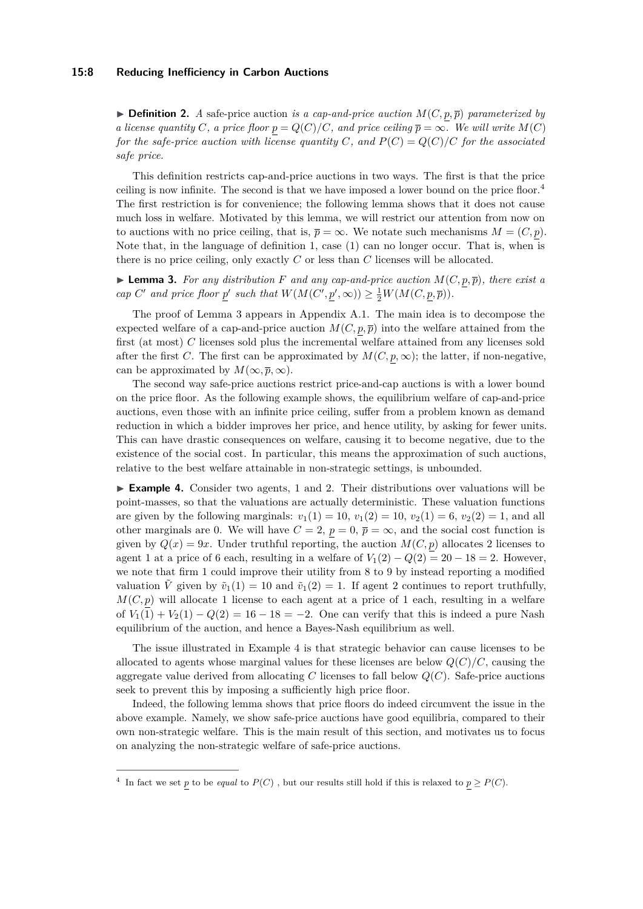► **Definition 2.** *A* safe-price auction *is a cap-and-price auction $M(C, \underline{p}, \overline{p})$ parameterized by a license quantity $C$, a price floor $\underline{p} = Q(C)/C$, and price ceiling $\overline{p} = \infty$. We will write $M(C)$ for the safe-price auction with license quantity $C$, and $P(C) = Q(C)/C$ for the associated safe price.*

This definition restricts cap-and-price auctions in two ways. The first is that the price ceiling is now infinite. The second is that we have imposed a lower bound on the price floor.[4] The first restriction is for convenience; the following lemma shows that it does not cause much loss in welfare. Motivated by this lemma, we will restrict our attention from now on to auctions with no price ceiling, that is, $\overline{p} = \infty$. We notate such mechanisms $M = (C, \underline{p})$. Note that, in the language of definition 1, case (1) can no longer occur. That is, when is there is no price ceiling, only exactly $C$ or less than $C$ licenses will be allocated.

► **Lemma 3.** *For any distribution $F$ and any cap-and-price auction $M(C, \underline{p}, \overline{p})$, there exist a cap $C'$ and price floor $\underline{p}'$ such that $W(M(C', \underline{p}', \infty)) \geq \frac{1}{2} W(M(C, \underline{p}, \overline{p}))$.*

The proof of Lemma 3 appears in Appendix A.1. The main idea is to decompose the expected welfare of a cap-and-price auction $M(C, \underline{p}, \overline{p})$ into the welfare attained from the first (at most) $C$ licenses sold plus the incremental welfare attained from any licenses sold after the first $C$. The first can be approximated by $M(C, \underline{p}, \infty)$; the latter, if non-negative, can be approximated by $M(\infty, \overline{p}, \infty)$.

The second way safe-price auctions restrict price-and-cap auctions is with a lower bound on the price floor. As the following example shows, the equilibrium welfare of cap-and-price auctions, even those with an infinite price ceiling, suffer from a problem known as demand reduction in which a bidder improves her price, and hence utility, by asking for fewer units. This can have drastic consequences on welfare, causing it to become negative, due to the existence of the social cost. In particular, this means the approximation of such auctions, relative to the best welfare attainable in non-strategic settings, is unbounded.

► **Example 4.** Consider two agents, 1 and 2. Their distributions over valuations will be point-masses, so that the valuations are actually deterministic. These valuation functions are given by the following marginals: $v_1(1) = 10$, $v_1(2) = 10$, $v_2(1) = 6$, $v_2(2) = 1$, and all other marginals are 0. We will have $C = 2$, $\underline{p} = 0$, $\overline{p} = \infty$, and the social cost function is given by $Q(x) = 9x$. Under truthful reporting, the auction $M(C, \underline{p})$ allocates 2 licenses to agent 1 at a price of 6 each, resulting in a welfare of $V_1(2) - Q(2) = 20 - 18 = 2$. However, we note that firm 1 could improve their utility from 8 to 9 by instead reporting a modified valuation $\tilde{V}$ given by $\tilde{v}_1(1) = 10$ and $\tilde{v}_1(2) = 1$. If agent 2 continues to report truthfully, $M(C, \underline{p})$ will allocate 1 license to each agent at a price of 1 each, resulting in a welfare of $V_1(1) + V_2(1) - Q(2) = 16 - 18 = -2$. One can verify that this is indeed a pure Nash equilibrium of the auction, and hence a Bayes-Nash equilibrium as well.

The issue illustrated in Example 4 is that strategic behavior can cause licenses to be allocated to agents whose marginal values for these licenses are below $Q(C)/C$, causing the aggregate value derived from allocating $C$ licenses to fall below $Q(C)$. Safe-price auctions seek to prevent this by imposing a sufficiently high price floor.

Indeed, the following lemma shows that price floors do indeed circumvent the issue in the above example. Namely, we show safe-price auctions have good equilibria, compared to their own non-strategic welfare. This is the main result of this section, and motivates us to focus on analyzing the non-strategic welfare of safe-price auctions.

---

[4] In fact we set $\underline{p}$ to be *equal* to $P(C)$ , but our results still hold if this is relaxed to $\underline{p} \geq P(C)$.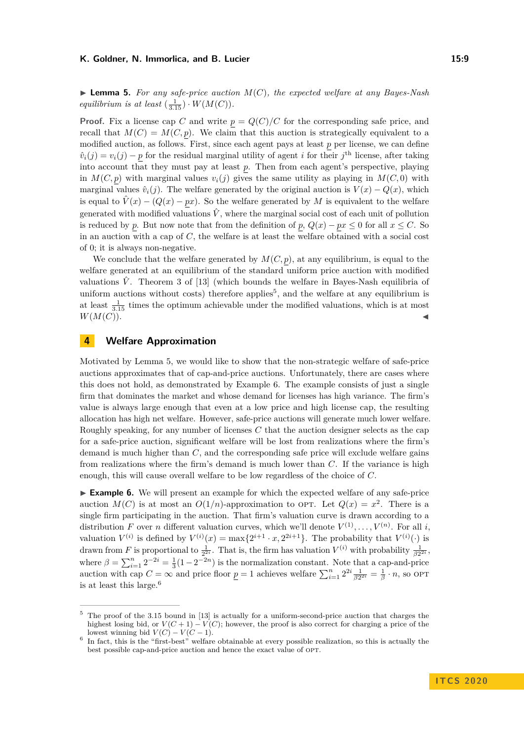▶ **Lemma 5.** *For any safe-price auction $M(C)$, the expected welfare at any Bayes-Nash equilibrium is at least $(\frac{1}{3.15}) \cdot W(M(C))$.*

**Proof.** Fix a license cap $C$ and write $\underline{p} = Q(C)/C$ for the corresponding safe price, and recall that $M(C) = M(C, \underline{p})$. We claim that this auction is strategically equivalent to a modified auction, as follows. First, since each agent pays at least $\underline{p}$ per license, we can define $\hat{v}_i(j) = v_i(j) - \underline{p}$ for the residual marginal utility of agent $i$ for their $j^{\text{th}}$ license, after taking into account that they must pay at least $\underline{p}$. Then from each agent's perspective, playing in $M(C, \underline{p})$ with marginal values $v_i(j)$ gives the same utility as playing in $M(C, 0)$ with marginal values $\hat{v}_i(j)$. The welfare generated by the original auction is $V(x) - Q(x)$, which is equal to $\hat{V}(x) - (Q(x) - \underline{p}x)$. So the welfare generated by $M$ is equivalent to the welfare generated with modified valuations $\hat{V}$, where the marginal social cost of each unit of pollution is reduced by $\underline{p}$. But now note that from the definition of $\underline{p}$, $Q(x) - \underline{p}x \leq 0$ for all $x \leq C$. So in an auction with a cap of $C$, the welfare is at least the welfare obtained with a social cost of 0; it is always non-negative.

We conclude that the welfare generated by $M(C, \underline{p})$, at any equilibrium, is equal to the welfare generated at an equilibrium of the standard uniform price auction with modified valuations $\hat{V}$. Theorem 3 of [13] (which bounds the welfare in Bayes-Nash equilibria of uniform auctions without costs) therefore applies[5], and the welfare at any equilibrium is at least $\frac{1}{3.15}$ times the optimum achievable under the modified valuations, which is at most $W(M(C))$. ◀

## 4 Welfare Approximation

Motivated by Lemma 5, we would like to show that the non-strategic welfare of safe-price auctions approximates that of cap-and-price auctions. Unfortunately, there are cases where this does not hold, as demonstrated by Example 6. The example consists of just a single firm that dominates the market and whose demand for licenses has high variance. The firm's value is always large enough that even at a low price and high license cap, the resulting allocation has high net welfare. However, safe-price auctions will generate much lower welfare. Roughly speaking, for any number of licenses $C$ that the auction designer selects as the cap for a safe-price auction, significant welfare will be lost from realizations where the firm's demand is much higher than $C$, and the corresponding safe price will exclude welfare gains from realizations where the firm's demand is much lower than $C$. If the variance is high enough, this will cause overall welfare to be low regardless of the choice of $C$.

▶ **Example 6.** We will present an example for which the expected welfare of any safe-price auction $M(C)$ is at most an $O(1/n)$-approximation to OPT. Let $Q(x) = x^2$. There is a single firm participating in the auction. That firm's valuation curve is drawn according to a distribution $F$ over $n$ different valuation curves, which we'll denote $V^{(1)}, \ldots, V^{(n)}$. For all $i$, valuation $V^{(i)}$ is defined by $V^{(i)}(x) = \max\{2^{i+1} \cdot x, 2^{2i+1}\}$. The probability that $V^{(i)}(\cdot)$ is drawn from $F$ is proportional to $\frac{1}{2^{2i}}$. That is, the firm has valuation $V^{(i)}$ with probability $\frac{1}{\beta 2^{2i}}$, where $\beta = \sum_{i=1}^{n} 2^{-2i} = \frac{1}{3}(1 - 2^{-2n})$ is the normalization constant. Note that a cap-and-price auction with cap $C = \infty$ and price floor $\underline{p} = 1$ achieves welfare $\sum_{i=1}^{n} 2^{2i} \frac{1}{\beta 2^{2i}} = \frac{1}{\beta} \cdot n$, so OPT is at least this large.[6]

---

[5] The proof of the 3.15 bound in [13] is actually for a uniform-second-price auction that charges the highest losing bid, or $V(C+1) - V(C)$; however, the proof is also correct for charging a price of the lowest winning bid $V(C) - V(C-1)$.

[6] In fact, this is the "first-best" welfare obtainable at every possible realization, so this is actually the best possible cap-and-price auction and hence the exact value of OPT.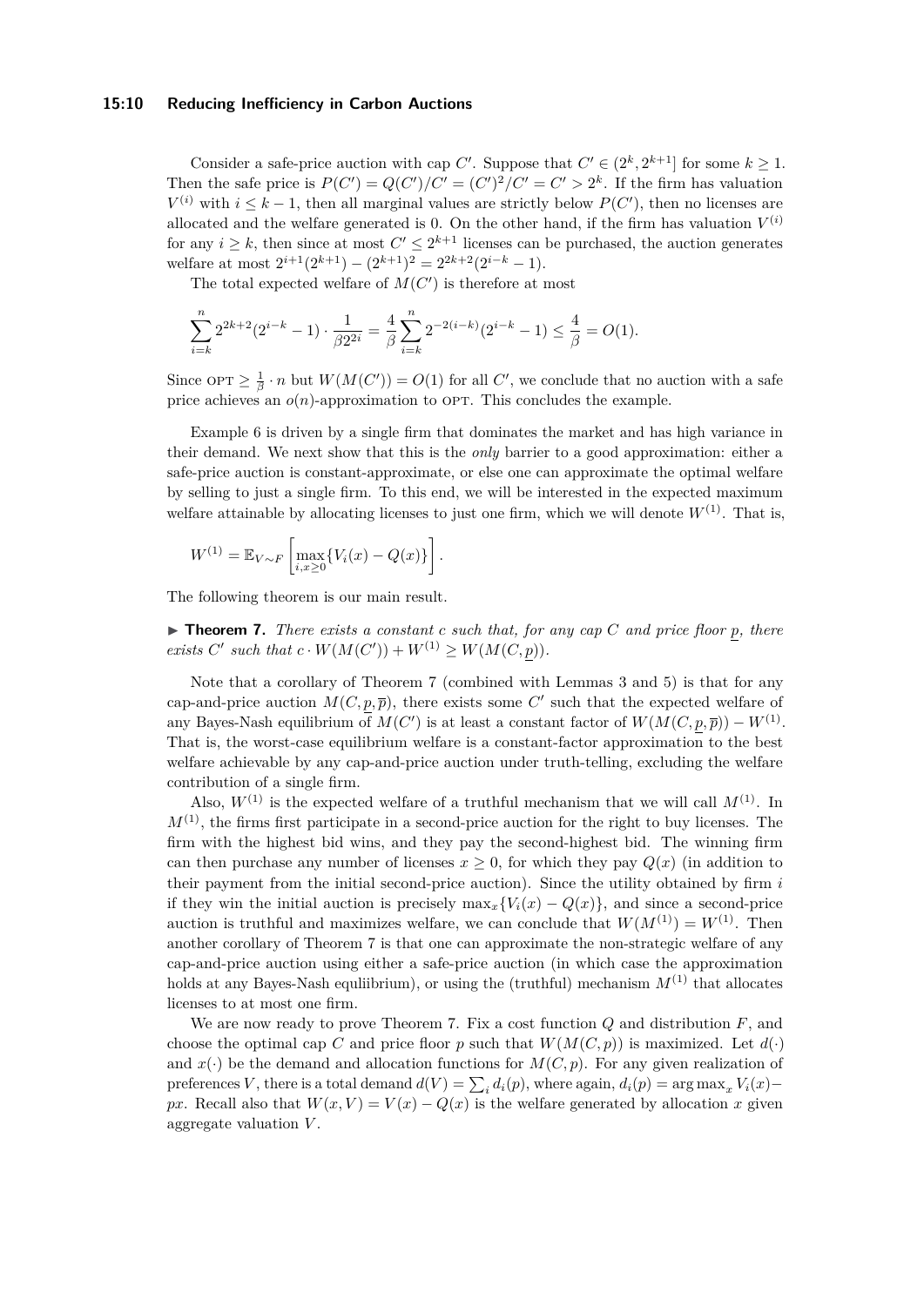Consider a safe-price auction with cap $C'$. Suppose that $C' \in (2^k, 2^{k+1}]$ for some $k \geq 1$. Then the safe price is $P(C') = Q(C')/C' = (C')^2/C' = C' > 2^k$. If the firm has valuation $V^{(i)}$ with $i \leq k-1$, then all marginal values are strictly below $P(C')$, then no licenses are allocated and the welfare generated is 0. On the other hand, if the firm has valuation $V^{(i)}$ for any $i \geq k$, then since at most $C' \leq 2^{k+1}$ licenses can be purchased, the auction generates welfare at most $2^{i+1}(2^{k+1}) - (2^{k+1})^2 = 2^{2k+2}(2^{i-k} - 1)$.

The total expected welfare of $M(C')$ is therefore at most

$$\sum_{i=k}^{n} 2^{2k+2}(2^{i-k} - 1) \cdot \frac{1}{\beta 2^{2i}} = \frac{4}{\beta} \sum_{i=k}^{n} 2^{-2(i-k)}(2^{i-k} - 1) \leq \frac{4}{\beta} = O(1).$$

Since $\text{OPT} \geq \frac{1}{\beta} \cdot n$ but $W(M(C')) = O(1)$ for all $C'$, we conclude that no auction with a safe price achieves an $o(n)$-approximation to OPT. This concludes the example.

Example 6 is driven by a single firm that dominates the market and has high variance in their demand. We next show that this is the *only* barrier to a good approximation: either a safe-price auction is constant-approximate, or else one can approximate the optimal welfare by selling to just a single firm. To this end, we will be interested in the expected maximum welfare attainable by allocating licenses to just one firm, which we will denote $W^{(1)}$. That is,

$$W^{(1)} = \mathbb{E}_{V \sim F}\left[\max_{i, x \geq 0}\{V_i(x) - Q(x)\}\right].$$

The following theorem is our main result.

▶ **Theorem 7.** *There exists a constant $c$ such that, for any cap $C$ and price floor $\underline{p}$, there exists $C'$ such that $c \cdot W(M(C')) + W^{(1)} \geq W(M(C, \underline{p}))$.*

Note that a corollary of Theorem 7 (combined with Lemmas 3 and 5) is that for any cap-and-price auction $M(C, \underline{p}, \overline{p})$, there exists some $C'$ such that the expected welfare of any Bayes-Nash equilibrium of $M(C')$ is at least a constant factor of $W(M(C, \underline{p}, \overline{p})) - W^{(1)}$. That is, the worst-case equilibrium welfare is a constant-factor approximation to the best welfare achievable by any cap-and-price auction under truth-telling, excluding the welfare contribution of a single firm.

Also, $W^{(1)}$ is the expected welfare of a truthful mechanism that we will call $M^{(1)}$. In $M^{(1)}$, the firms first participate in a second-price auction for the right to buy licenses. The firm with the highest bid wins, and they pay the second-highest bid. The winning firm can then purchase any number of licenses $x \geq 0$, for which they pay $Q(x)$ (in addition to their payment from the initial second-price auction). Since the utility obtained by firm $i$ if they win the initial auction is precisely $\max_x\{V_i(x) - Q(x)\}$, and since a second-price auction is truthful and maximizes welfare, we can conclude that $W(M^{(1)}) = W^{(1)}$. Then another corollary of Theorem 7 is that one can approximate the non-strategic welfare of any cap-and-price auction using either a safe-price auction (in which case the approximation holds at any Bayes-Nash equliibrium), or using the (truthful) mechanism $M^{(1)}$ that allocates licenses to at most one firm.

We are now ready to prove Theorem 7. Fix a cost function $Q$ and distribution $F$, and choose the optimal cap $C$ and price floor $p$ such that $W(M(C, p))$ is maximized. Let $d(\cdot)$ and $x(\cdot)$ be the demand and allocation functions for $M(C, p)$. For any given realization of preferences $V$, there is a total demand $d(V) = \sum_i d_i(p)$, where again, $d_i(p) = \arg\max_x V_i(x) - px$. Recall also that $W(x, V) = V(x) - Q(x)$ is the welfare generated by allocation $x$ given aggregate valuation $V$.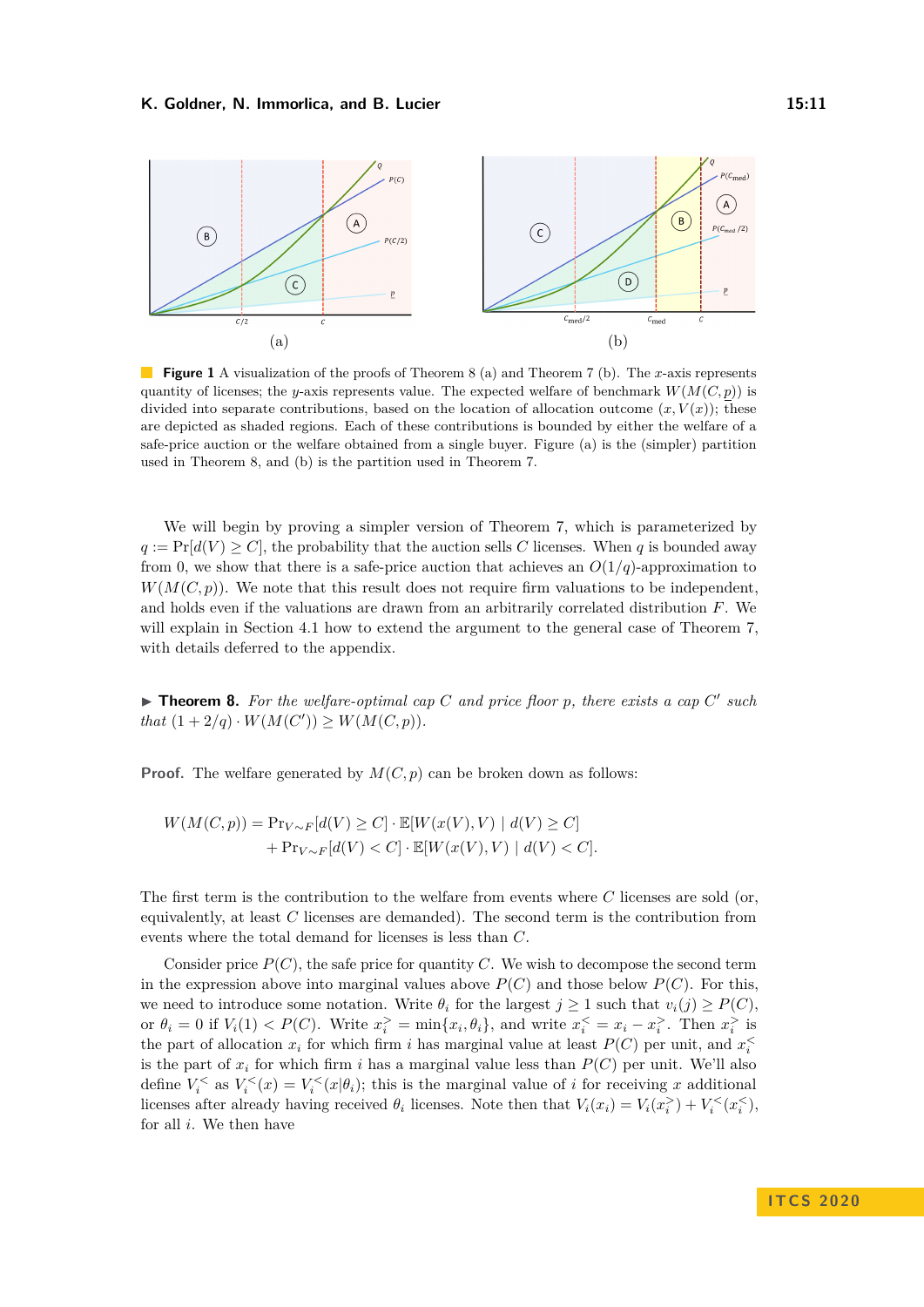**Figure 1** A visualization of the proofs of Theorem 8 (a) and Theorem 7 (b). The $x$-axis represents quantity of licenses; the $y$-axis represents value. The expected welfare of benchmark $W(M(C,\underline{p}))$ is divided into separate contributions, based on the location of allocation outcome $(x, V(x))$; these are depicted as shaded regions. Each of these contributions is bounded by either the welfare of a safe-price auction or the welfare obtained from a single buyer. Figure (a) is the (simpler) partition used in Theorem 8, and (b) is the partition used in Theorem 7.

We will begin by proving a simpler version of Theorem 7, which is parameterized by $q := \Pr[d(V) \geq C]$, the probability that the auction sells $C$ licenses. When $q$ is bounded away from 0, we show that there is a safe-price auction that achieves an $O(1/q)$-approximation to $W(M(C,p))$. We note that this result does not require firm valuations to be independent, and holds even if the valuations are drawn from an arbitrarily correlated distribution $F$. We will explain in Section 4.1 how to extend the argument to the general case of Theorem 7, with details deferred to the appendix.

▶ **Theorem 8.** *For the welfare-optimal cap $C$ and price floor $p$, there exists a cap $C'$ such that $(1 + 2/q) \cdot W(M(C')) \geq W(M(C,p))$.*

**Proof.** The welfare generated by $M(C,p)$ can be broken down as follows:

$$W(M(C,p)) = \Pr_{V\sim F}[d(V) \geq C] \cdot \mathbb{E}[W(x(V),V) \mid d(V) \geq C] \\ + \Pr_{V\sim F}[d(V) < C] \cdot \mathbb{E}[W(x(V),V) \mid d(V) < C].$$

The first term is the contribution to the welfare from events where $C$ licenses are sold (or, equivalently, at least $C$ licenses are demanded). The second term is the contribution from events where the total demand for licenses is less than $C$.

Consider price $P(C)$, the safe price for quantity $C$. We wish to decompose the second term in the expression above into marginal values above $P(C)$ and those below $P(C)$. For this, we need to introduce some notation. Write $\theta_i$ for the largest $j \geq 1$ such that $v_i(j) \geq P(C)$, or $\theta_i = 0$ if $V_i(1) < P(C)$. Write $x_i^> = \min\{x_i, \theta_i\}$, and write $x_i^< = x_i - x_i^>$. Then $x_i^>$ is the part of allocation $x_i$ for which firm $i$ has marginal value at least $P(C)$ per unit, and $x_i^<$ is the part of $x_i$ for which firm $i$ has a marginal value less than $P(C)$ per unit. We'll also define $V_i^<$ as $V_i^<(x) = V_i^<(x|\theta_i)$; this is the marginal value of $i$ for receiving $x$ additional licenses after already having received $\theta_i$ licenses. Note then that $V_i(x_i) = V_i(x_i^>) + V_i^<(x_i^<)$, for all $i$. We then have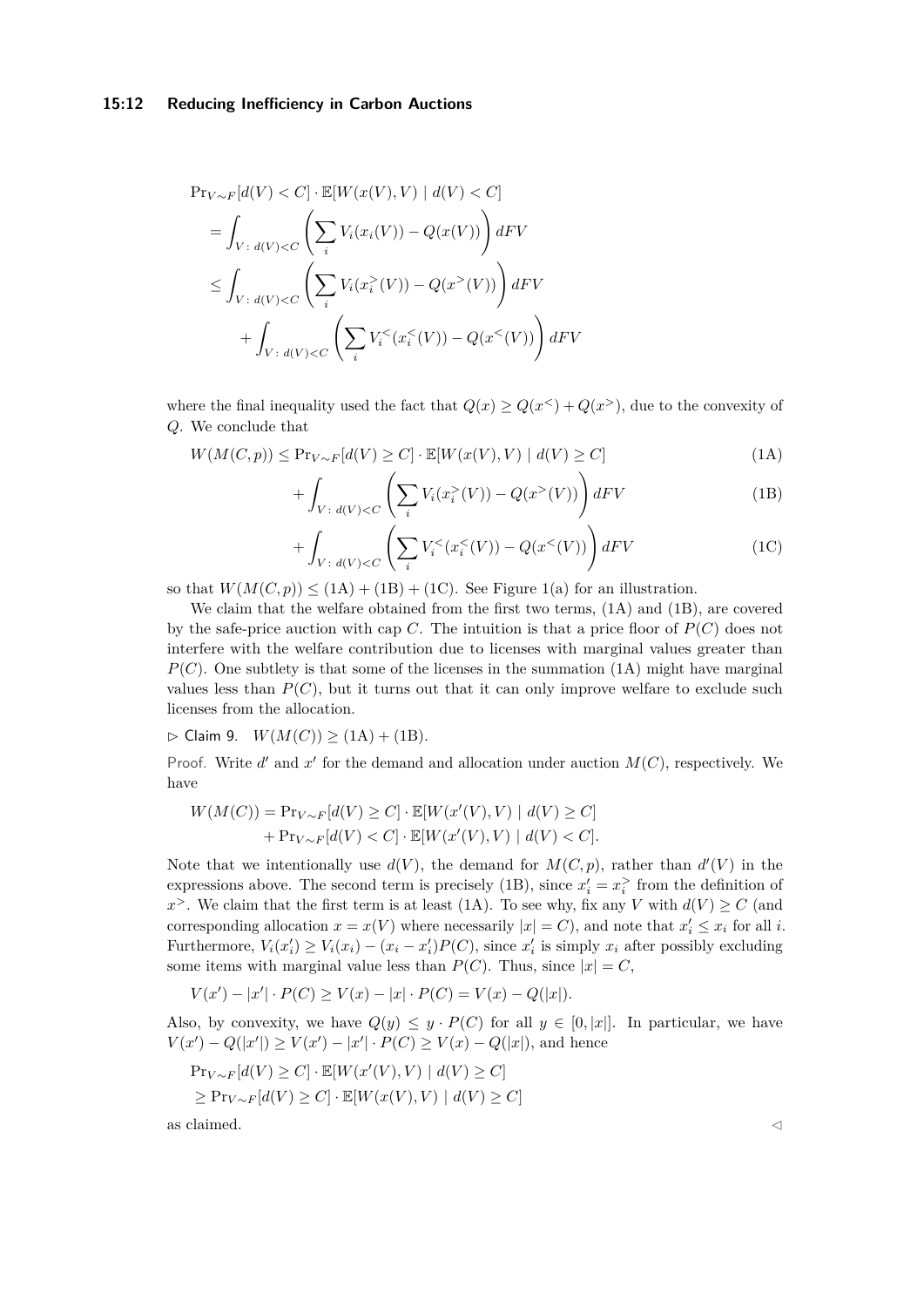$$
\begin{aligned}
&\Pr_{V\sim F}[d(V) < C] \cdot \mathbb{E}[W(x(V), V) \mid d(V) < C] \\
&= \int_{V:\, d(V)<C} \left( \sum_i V_i(x_i(V)) - Q(x(V)) \right) dFV \\
&\leq \int_{V:\, d(V)<C} \left( \sum_i V_i(x_i^>(V)) - Q(x^>(V)) \right) dFV \\
&\quad + \int_{V:\, d(V)<C} \left( \sum_i V_i^<(x_i^<(V)) - Q(x^<(V)) \right) dFV
\end{aligned}
$$

where the final inequality used the fact that $Q(x) \geq Q(x^<) + Q(x^>)$, due to the convexity of $Q$. We conclude that

$$
W(M(C,p)) \leq \Pr_{V\sim F}[d(V) \geq C] \cdot \mathbb{E}[W(x(V), V) \mid d(V) \geq C] \tag{1A}
$$

$$
+ \int_{V:\, d(V)<C} \left( \sum_i V_i(x_i^>(V)) - Q(x^>(V)) \right) dFV \tag{1B}
$$

$$
+ \int_{V:\, d(V)<C} \left( \sum_i V_i^<(x_i^<(V)) - Q(x^<(V)) \right) dFV \tag{1C}
$$

so that $W(M(C,p)) \leq$ (1A) + (1B) + (1C). See Figure 1(a) for an illustration.

We claim that the welfare obtained from the first two terms, (1A) and (1B), are covered by the safe-price auction with cap $C$. The intuition is that a price floor of $P(C)$ does not interfere with the welfare contribution due to licenses with marginal values greater than $P(C)$. One subtlety is that some of the licenses in the summation (1A) might have marginal values less than $P(C)$, but it turns out that it can only improve welfare to exclude such licenses from the allocation.

▷ Claim 9. $W(M(C)) \geq$ (1A) + (1B).

Proof. Write $d'$ and $x'$ for the demand and allocation under auction $M(C)$, respectively. We have

$$
\begin{aligned}
W(M(C)) &= \Pr_{V\sim F}[d(V) \geq C] \cdot \mathbb{E}[W(x'(V), V) \mid d(V) \geq C] \\
&\quad + \Pr_{V\sim F}[d(V) < C] \cdot \mathbb{E}[W(x'(V), V) \mid d(V) < C].
\end{aligned}
$$

Note that we intentionally use $d(V)$, the demand for $M(C,p)$, rather than $d'(V)$ in the expressions above. The second term is precisely (1B), since $x'_i = x_i^>$ from the definition of $x^>$. We claim that the first term is at least (1A). To see why, fix any $V$ with $d(V) \geq C$ (and corresponding allocation $x = x(V)$ where necessarily $|x| = C$), and note that $x'_i \leq x_i$ for all $i$. Furthermore, $V_i(x'_i) \geq V_i(x_i) - (x_i - x'_i)P(C)$, since $x'_i$ is simply $x_i$ after possibly excluding some items with marginal value less than $P(C)$. Thus, since $|x| = C$,

$$
V(x') - |x'| \cdot P(C) \geq V(x) - |x| \cdot P(C) = V(x) - Q(|x|).
$$

Also, by convexity, we have $Q(y) \leq y \cdot P(C)$ for all $y \in [0, |x|]$. In particular, we have $V(x') - Q(|x'|) \geq V(x') - |x'| \cdot P(C) \geq V(x) - Q(|x|)$, and hence

$$
\begin{aligned}
&\Pr_{V\sim F}[d(V) \geq C] \cdot \mathbb{E}[W(x'(V), V) \mid d(V) \geq C] \\
&\geq \Pr_{V\sim F}[d(V) \geq C] \cdot \mathbb{E}[W(x(V), V) \mid d(V) \geq C]
\end{aligned}
$$

as claimed. ◁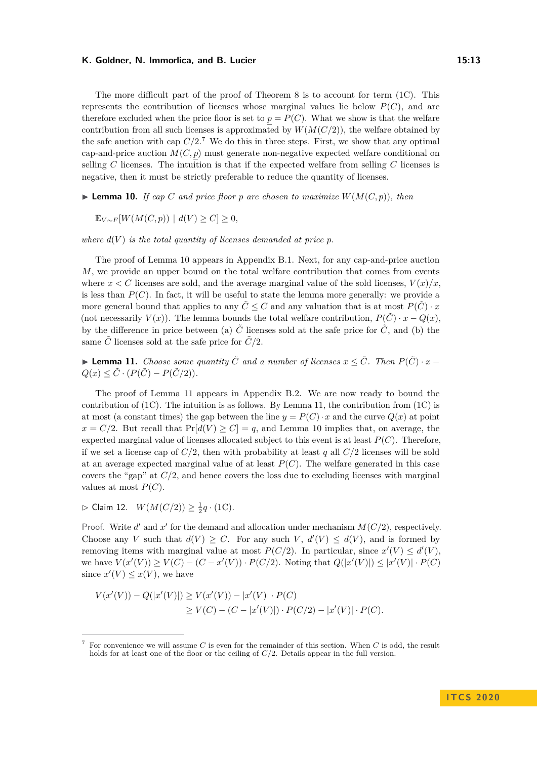The more difficult part of the proof of Theorem 8 is to account for term (1C). This represents the contribution of licenses whose marginal values lie below $P(C)$, and are therefore excluded when the price floor is set to $\underline{p} = P(C)$. What we show is that the welfare contribution from all such licenses is approximated by $W(M(C/2))$, the welfare obtained by the safe auction with cap $C/2$.[7] We do this in three steps. First, we show that any optimal cap-and-price auction $M(C, \underline{p})$ must generate non-negative expected welfare conditional on selling $C$ licenses. The intuition is that if the expected welfare from selling $C$ licenses is negative, then it must be strictly preferable to reduce the quantity of licenses.

▶ **Lemma 10.** *If cap $C$ and price floor $p$ are chosen to maximize $W(M(C, p))$, then*

$$\mathbb{E}_{V \sim F}[W(M(C, p)) \mid d(V) \geq C] \geq 0,$$

*where $d(V)$ is the total quantity of licenses demanded at price $p$.*

The proof of Lemma 10 appears in Appendix B.1. Next, for any cap-and-price auction $M$, we provide an upper bound on the total welfare contribution that comes from events where $x < C$ licenses are sold, and the average marginal value of the sold licenses, $V(x)/x$, is less than $P(C)$. In fact, it will be useful to state the lemma more generally: we provide a more general bound that applies to any $\tilde{C} \leq C$ and any valuation that is at most $P(\tilde{C}) \cdot x$ (not necessarily $V(x)$). The lemma bounds the total welfare contribution, $P(\tilde{C}) \cdot x - Q(x)$, by the difference in price between (a) $\tilde{C}$ licenses sold at the safe price for $\tilde{C}$, and (b) the same $\tilde{C}$ licenses sold at the safe price for $\tilde{C}/2$.

▶ **Lemma 11.** *Choose some quantity $\tilde{C}$ and a number of licenses $x \leq \tilde{C}$. Then $P(\tilde{C}) \cdot x - Q(x) \leq \tilde{C} \cdot (P(\tilde{C}) - P(\tilde{C}/2))$.*

The proof of Lemma 11 appears in Appendix B.2. We are now ready to bound the contribution of (1C). The intuition is as follows. By Lemma 11, the contribution from (1C) is at most (a constant times) the gap between the line $y = P(C) \cdot x$ and the curve $Q(x)$ at point $x = C/2$. But recall that $\Pr[d(V) \geq C] = q$, and Lemma 10 implies that, on average, the expected marginal value of licenses allocated subject to this event is at least $P(C)$. Therefore, if we set a license cap of $C/2$, then with probability at least $q$ all $C/2$ licenses will be sold at an average expected marginal value of at least $P(C)$. The welfare generated in this case covers the "gap" at $C/2$, and hence covers the loss due to excluding licenses with marginal values at most $P(C)$.

▷ Claim 12. $W(M(C/2)) \geq \frac{1}{2} q \cdot \text{(1C)}$.

Proof. Write $d'$ and $x'$ for the demand and allocation under mechanism $M(C/2)$, respectively. Choose any $V$ such that $d(V) \geq C$. For any such $V$, $d'(V) \leq d(V)$, and is formed by removing items with marginal value at most $P(C/2)$. In particular, since $x'(V) \leq d'(V)$, we have $V(x'(V)) \geq V(C) - (C - x'(V)) \cdot P(C/2)$. Noting that $Q(|x'(V)|) \leq |x'(V)| \cdot P(C)$ since $x'(V) \leq x(V)$, we have

$$\begin{aligned} V(x'(V)) - Q(|x'(V)|) &\geq V(x'(V)) - |x'(V)| \cdot P(C) \\ &\geq V(C) - (C - |x'(V)|) \cdot P(C/2) - |x'(V)| \cdot P(C). \end{aligned}$$

[7] For convenience we will assume $C$ is even for the remainder of this section. When $C$ is odd, the result holds for at least one of the floor or the ceiling of $C/2$. Details appear in the full version.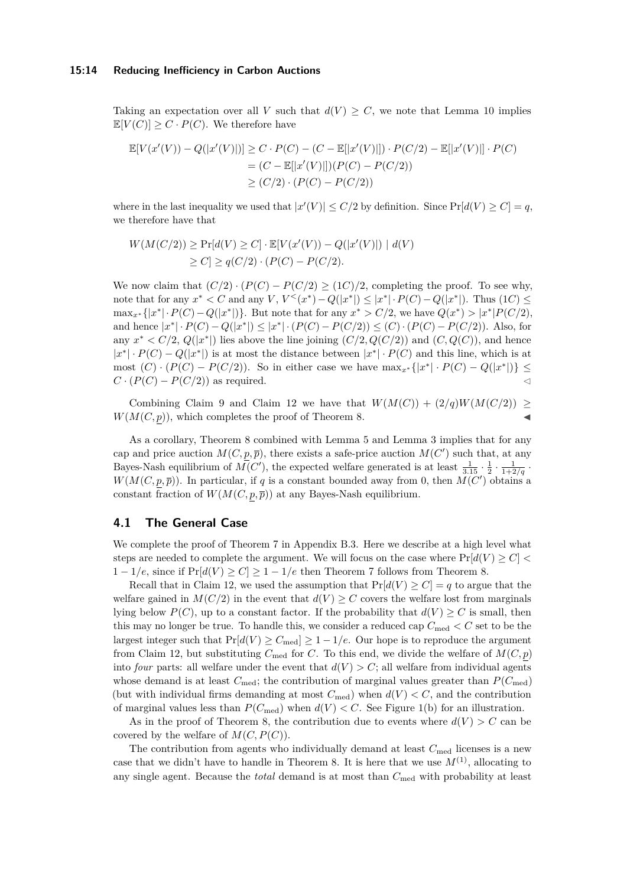Taking an expectation over all $V$ such that $d(V) \geq C$, we note that Lemma 10 implies $\mathbb{E}[V(C)] \geq C \cdot P(C)$. We therefore have

$$\begin{aligned}
\mathbb{E}[V(x'(V)) - Q(|x'(V)|)] &\geq C \cdot P(C) - (C - \mathbb{E}[|x'(V)|]) \cdot P(C/2) - \mathbb{E}[|x'(V)|] \cdot P(C) \\
&= (C - \mathbb{E}[|x'(V)|])(P(C) - P(C/2)) \\
&\geq (C/2) \cdot (P(C) - P(C/2))
\end{aligned}$$

where in the last inequality we used that $|x'(V)| \leq C/2$ by definition. Since $\Pr[d(V) \geq C] = q$, we therefore have that

$$\begin{aligned}
W(M(C/2)) &\geq \Pr[d(V) \geq C] \cdot \mathbb{E}[V(x'(V)) - Q(|x'(V)|) \mid d(V) \\
&\geq C] \geq q(C/2) \cdot (P(C) - P(C/2).
\end{aligned}$$

We now claim that $(C/2) \cdot (P(C) - P(C/2) \geq (1C)/2$, completing the proof. To see why, note that for any $x^* < C$ and any $V$, $V^{<}(x^*) - Q(|x^*|) \leq |x^*| \cdot P(C) - Q(|x^*|)$. Thus $(1C) \leq \max_{x^*}\{|x^*| \cdot P(C) - Q(|x^*|)\}$. But note that for any $x^* > C/2$, we have $Q(x^*) > |x^*|P(C/2)$, and hence $|x^*| \cdot P(C) - Q(|x^*|) \leq |x^*| \cdot (P(C) - P(C/2)) \leq (C) \cdot (P(C) - P(C/2))$. Also, for any $x^* < C/2$, $Q(|x^*|)$ lies above the line joining $(C/2, Q(C/2))$ and $(C, Q(C))$, and hence $|x^*| \cdot P(C) - Q(|x^*|)$ is at most the distance between $|x^*| \cdot P(C)$ and this line, which is at most $(C) \cdot (P(C) - P(C/2))$. So in either case we have $\max_{x^*}\{|x^*| \cdot P(C) - Q(|x^*|)\} \leq C \cdot (P(C) - P(C/2))$ as required. ◁

Combining Claim 9 and Claim 12 we have that $W(M(C)) + (2/q)W(M(C/2)) \geq W(M(C, \underline{p}))$, which completes the proof of Theorem 8. ◀

As a corollary, Theorem 8 combined with Lemma 5 and Lemma 3 implies that for any cap and price auction $M(C, \underline{p}, \overline{p})$, there exists a safe-price auction $M(C')$ such that, at any Bayes-Nash equilibrium of $M(C')$, the expected welfare generated is at least $\frac{1}{3.15} \cdot \frac{1}{2} \cdot \frac{1}{1+2/q} \cdot W(M(C, \underline{p}, \overline{p}))$. In particular, if $q$ is a constant bounded away from 0, then $M(C')$ obtains a constant fraction of $W(M(C, \underline{p}, \overline{p}))$ at any Bayes-Nash equilibrium.

## 4.1 The General Case

We complete the proof of Theorem 7 in Appendix B.3. Here we describe at a high level what steps are needed to complete the argument. We will focus on the case where $\Pr[d(V) \geq C] < 1 - 1/e$, since if $\Pr[d(V) \geq C] \geq 1 - 1/e$ then Theorem 7 follows from Theorem 8.

Recall that in Claim 12, we used the assumption that $\Pr[d(V) \geq C] = q$ to argue that the welfare gained in $M(C/2)$ in the event that $d(V) \geq C$ covers the welfare lost from marginals lying below $P(C)$, up to a constant factor. If the probability that $d(V) \geq C$ is small, then this may no longer be true. To handle this, we consider a reduced cap $C_{\text{med}} < C$ set to be the largest integer such that $\Pr[d(V) \geq C_{\text{med}}] \geq 1 - 1/e$. Our hope is to reproduce the argument from Claim 12, but substituting $C_{\text{med}}$ for $C$. To this end, we divide the welfare of $M(C, \underline{p})$ into *four* parts: all welfare under the event that $d(V) > C$; all welfare from individual agents whose demand is at least $C_{\text{med}}$; the contribution of marginal values greater than $P(C_{\text{med}})$ (but with individual firms demanding at most $C_{\text{med}}$) when $d(V) < C$, and the contribution of marginal values less than $P(C_{\text{med}})$ when $d(V) < C$. See Figure 1(b) for an illustration.

As in the proof of Theorem 8, the contribution due to events where $d(V) > C$ can be covered by the welfare of $M(C, P(C))$.

The contribution from agents who individually demand at least $C_{\text{med}}$ licenses is a new case that we didn't have to handle in Theorem 8. It is here that we use $M^{(1)}$, allocating to any single agent. Because the *total* demand is at most than $C_{\text{med}}$ with probability at least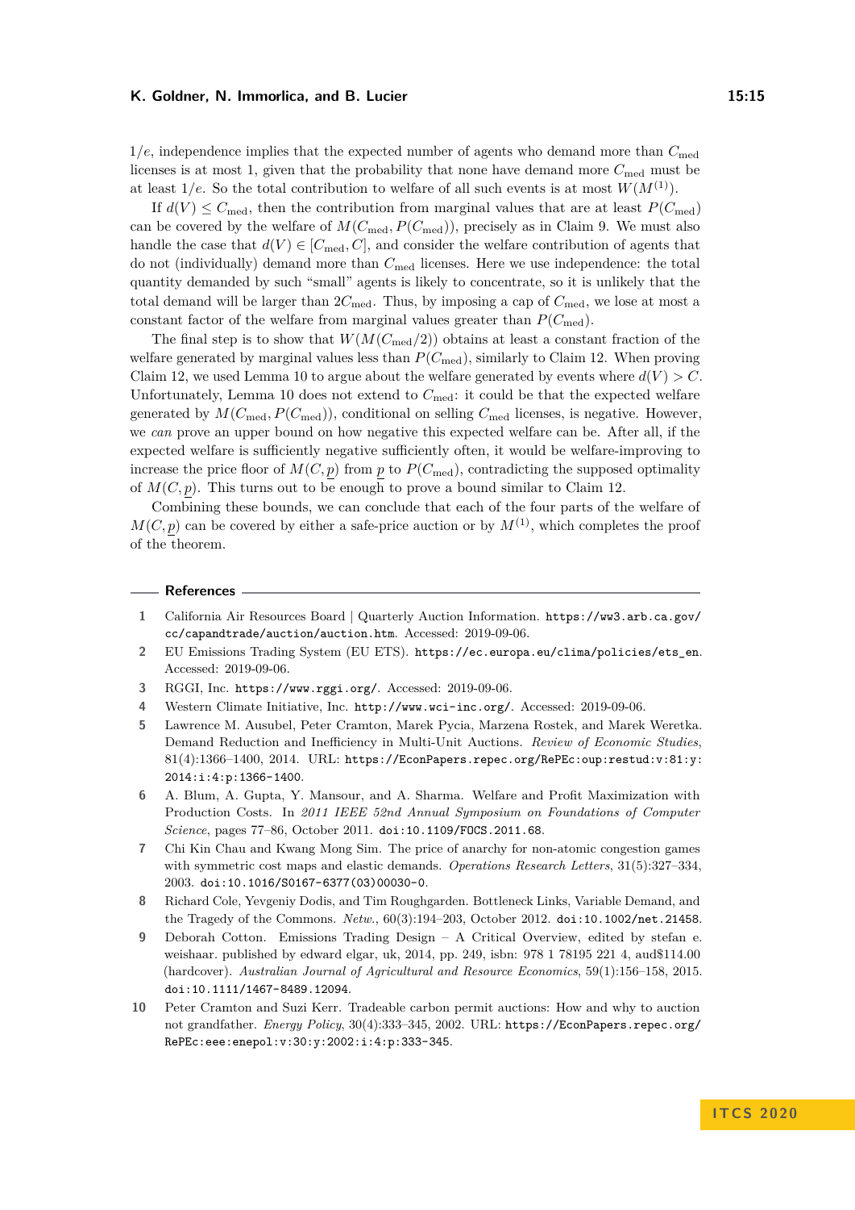$1/e$, independence implies that the expected number of agents who demand more than $C_{\text{med}}$ licenses is at most 1, given that the probability that none have demand more $C_{\text{med}}$ must be at least $1/e$. So the total contribution to welfare of all such events is at most $W(M^{(1)})$.

If $d(V) \leq C_{\text{med}}$, then the contribution from marginal values that are at least $P(C_{\text{med}})$ can be covered by the welfare of $M(C_{\text{med}}, P(C_{\text{med}}))$, precisely as in Claim 9. We must also handle the case that $d(V) \in [C_{\text{med}}, C]$, and consider the welfare contribution of agents that do not (individually) demand more than $C_{\text{med}}$ licenses. Here we use independence: the total quantity demanded by such "small" agents is likely to concentrate, so it is unlikely that the total demand will be larger than $2C_{\text{med}}$. Thus, by imposing a cap of $C_{\text{med}}$, we lose at most a constant factor of the welfare from marginal values greater than $P(C_{\text{med}})$.

The final step is to show that $W(M(C_{\text{med}}/2))$ obtains at least a constant fraction of the welfare generated by marginal values less than $P(C_{\text{med}})$, similarly to Claim 12. When proving Claim 12, we used Lemma 10 to argue about the welfare generated by events where $d(V) > C$. Unfortunately, Lemma 10 does not extend to $C_{\text{med}}$: it could be that the expected welfare generated by $M(C_{\text{med}}, P(C_{\text{med}}))$, conditional on selling $C_{\text{med}}$ licenses, is negative. However, we *can* prove an upper bound on how negative this expected welfare can be. After all, if the expected welfare is sufficiently negative sufficiently often, it would be welfare-improving to increase the price floor of $M(C, \underline{p})$ from $\underline{p}$ to $P(C_{\text{med}})$, contradicting the supposed optimality of $M(C, \underline{p})$. This turns out to be enough to prove a bound similar to Claim 12.

Combining these bounds, we can conclude that each of the four parts of the welfare of $M(C, \underline{p})$ can be covered by either a safe-price auction or by $M^{(1)}$, which completes the proof of the theorem.

## References

1. California Air Resources Board | Quarterly Auction Information. https://ww3.arb.ca.gov/cc/capandtrade/auction/auction.htm. Accessed: 2019-09-06.
2. EU Emissions Trading System (EU ETS). https://ec.europa.eu/clima/policies/ets_en. Accessed: 2019-09-06.
3. RGGI, Inc. https://www.rggi.org/. Accessed: 2019-09-06.
4. Western Climate Initiative, Inc. http://www.wci-inc.org/. Accessed: 2019-09-06.
5. Lawrence M. Ausubel, Peter Cramton, Marek Pycia, Marzena Rostek, and Marek Weretka. Demand Reduction and Inefficiency in Multi-Unit Auctions. *Review of Economic Studies*, 81(4):1366–1400, 2014. URL: https://EconPapers.repec.org/RePEc:oup:restud:v:81:y:2014:i:4:p:1366-1400.
6. A. Blum, A. Gupta, Y. Mansour, and A. Sharma. Welfare and Profit Maximization with Production Costs. In *2011 IEEE 52nd Annual Symposium on Foundations of Computer Science*, pages 77–86, October 2011. doi:10.1109/FOCS.2011.68.
7. Chi Kin Chau and Kwang Mong Sim. The price of anarchy for non-atomic congestion games with symmetric cost maps and elastic demands. *Operations Research Letters*, 31(5):327–334, 2003. doi:10.1016/S0167-6377(03)00030-0.
8. Richard Cole, Yevgeniy Dodis, and Tim Roughgarden. Bottleneck Links, Variable Demand, and the Tragedy of the Commons. *Netw.*, 60(3):194–203, October 2012. doi:10.1002/net.21458.
9. Deborah Cotton. Emissions Trading Design – A Critical Overview, edited by stefan e. weishaar. published by edward elgar, uk, 2014, pp. 249, isbn: 978 1 78195 221 4, aud$114.00 (hardcover). *Australian Journal of Agricultural and Resource Economics*, 59(1):156–158, 2015. doi:10.1111/1467-8489.12094.
10. Peter Cramton and Suzi Kerr. Tradeable carbon permit auctions: How and why to auction not grandfather. *Energy Policy*, 30(4):333–345, 2002. URL: https://EconPapers.repec.org/RePEc:eee:enepol:v:30:y:2002:i:4:p:333-345.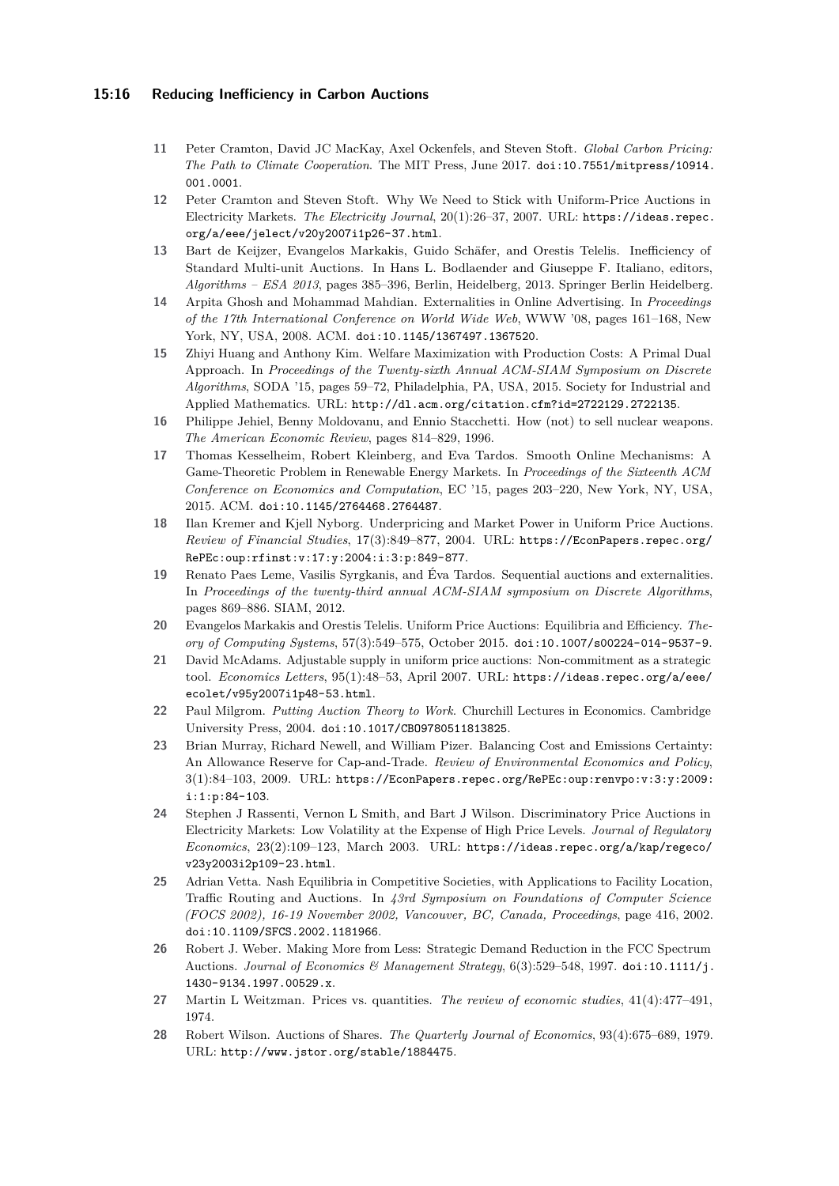11. Peter Cramton, David JC MacKay, Axel Ockenfels, and Steven Stoft. *Global Carbon Pricing: The Path to Climate Cooperation*. The MIT Press, June 2017. doi:10.7551/mitpress/10914.001.0001.
12. Peter Cramton and Steven Stoft. Why We Need to Stick with Uniform-Price Auctions in Electricity Markets. *The Electricity Journal*, 20(1):26–37, 2007. URL: https://ideas.repec.org/a/eee/jelect/v20y2007i1p26-37.html.
13. Bart de Keijzer, Evangelos Markakis, Guido Schäfer, and Orestis Telelis. Inefficiency of Standard Multi-unit Auctions. In Hans L. Bodlaender and Giuseppe F. Italiano, editors, *Algorithms – ESA 2013*, pages 385–396, Berlin, Heidelberg, 2013. Springer Berlin Heidelberg.
14. Arpita Ghosh and Mohammad Mahdian. Externalities in Online Advertising. In *Proceedings of the 17th International Conference on World Wide Web*, WWW '08, pages 161–168, New York, NY, USA, 2008. ACM. doi:10.1145/1367497.1367520.
15. Zhiyi Huang and Anthony Kim. Welfare Maximization with Production Costs: A Primal Dual Approach. In *Proceedings of the Twenty-sixth Annual ACM-SIAM Symposium on Discrete Algorithms*, SODA '15, pages 59–72, Philadelphia, PA, USA, 2015. Society for Industrial and Applied Mathematics. URL: http://dl.acm.org/citation.cfm?id=2722129.2722135.
16. Philippe Jehiel, Benny Moldovanu, and Ennio Stacchetti. How (not) to sell nuclear weapons. *The American Economic Review*, pages 814–829, 1996.
17. Thomas Kesselheim, Robert Kleinberg, and Eva Tardos. Smooth Online Mechanisms: A Game-Theoretic Problem in Renewable Energy Markets. In *Proceedings of the Sixteenth ACM Conference on Economics and Computation*, EC '15, pages 203–220, New York, NY, USA, 2015. ACM. doi:10.1145/2764468.2764487.
18. Ilan Kremer and Kjell Nyborg. Underpricing and Market Power in Uniform Price Auctions. *Review of Financial Studies*, 17(3):849–877, 2004. URL: https://EconPapers.repec.org/RePEc:oup:rfinst:v:17:y:2004:i:3:p:849-877.
19. Renato Paes Leme, Vasilis Syrgkanis, and Éva Tardos. Sequential auctions and externalities. In *Proceedings of the twenty-third annual ACM-SIAM symposium on Discrete Algorithms*, pages 869–886. SIAM, 2012.
20. Evangelos Markakis and Orestis Telelis. Uniform Price Auctions: Equilibria and Efficiency. *Theory of Computing Systems*, 57(3):549–575, October 2015. doi:10.1007/s00224-014-9537-9.
21. David McAdams. Adjustable supply in uniform price auctions: Non-commitment as a strategic tool. *Economics Letters*, 95(1):48–53, April 2007. URL: https://ideas.repec.org/a/eee/ecolet/v95y2007i1p48-53.html.
22. Paul Milgrom. *Putting Auction Theory to Work*. Churchill Lectures in Economics. Cambridge University Press, 2004. doi:10.1017/CBO9780511813825.
23. Brian Murray, Richard Newell, and William Pizer. Balancing Cost and Emissions Certainty: An Allowance Reserve for Cap-and-Trade. *Review of Environmental Economics and Policy*, 3(1):84–103, 2009. URL: https://EconPapers.repec.org/RePEc:oup:renvpo:v:3:y:2009:i:1:p:84-103.
24. Stephen J Rassenti, Vernon L Smith, and Bart J Wilson. Discriminatory Price Auctions in Electricity Markets: Low Volatility at the Expense of High Price Levels. *Journal of Regulatory Economics*, 23(2):109–123, March 2003. URL: https://ideas.repec.org/a/kap/regeco/v23y2003i2p109-23.html.
25. Adrian Vetta. Nash Equilibria in Competitive Societies, with Applications to Facility Location, Traffic Routing and Auctions. In *43rd Symposium on Foundations of Computer Science (FOCS 2002), 16-19 November 2002, Vancouver, BC, Canada, Proceedings*, page 416, 2002. doi:10.1109/SFCS.2002.1181966.
26. Robert J. Weber. Making More from Less: Strategic Demand Reduction in the FCC Spectrum Auctions. *Journal of Economics & Management Strategy*, 6(3):529–548, 1997. doi:10.1111/j.1430-9134.1997.00529.x.
27. Martin L Weitzman. Prices vs. quantities. *The review of economic studies*, 41(4):477–491, 1974.
28. Robert Wilson. Auctions of Shares. *The Quarterly Journal of Economics*, 93(4):675–689, 1979. URL: http://www.jstor.org/stable/1884475.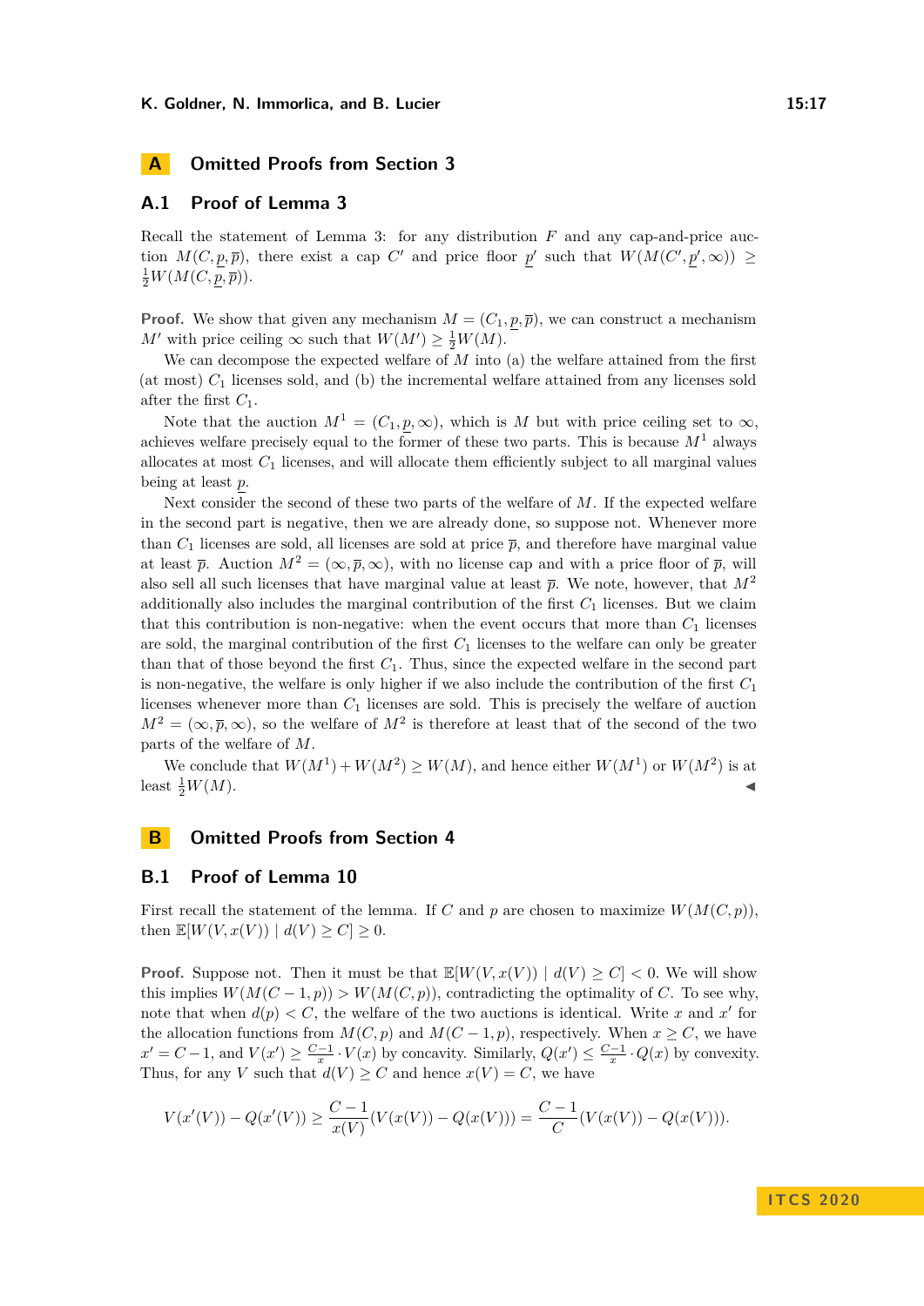## A Omitted Proofs from Section 3

### A.1 Proof of Lemma 3

Recall the statement of Lemma 3: for any distribution $F$ and any cap-and-price auction $M(C, \underline{p}, \overline{p})$, there exist a cap $C'$ and price floor $\underline{p}'$ such that $W(M(C', \underline{p}', \infty)) \geq \frac{1}{2} W(M(C, \underline{p}, \overline{p}))$.

**Proof.** We show that given any mechanism $M = (C_1, \underline{p}, \overline{p})$, we can construct a mechanism $M'$ with price ceiling $\infty$ such that $W(M') \geq \frac{1}{2} W(M)$.

We can decompose the expected welfare of $M$ into (a) the welfare attained from the first (at most) $C_1$ licenses sold, and (b) the incremental welfare attained from any licenses sold after the first $C_1$.

Note that the auction $M^1 = (C_1, \underline{p}, \infty)$, which is $M$ but with price ceiling set to $\infty$, achieves welfare precisely equal to the former of these two parts. This is because $M^1$ always allocates at most $C_1$ licenses, and will allocate them efficiently subject to all marginal values being at least $\underline{p}$.

Next consider the second of these two parts of the welfare of $M$. If the expected welfare in the second part is negative, then we are already done, so suppose not. Whenever more than $C_1$ licenses are sold, all licenses are sold at price $\overline{p}$, and therefore have marginal value at least $\overline{p}$. Auction $M^2 = (\infty, \overline{p}, \infty)$, with no license cap and with a price floor of $\overline{p}$, will also sell all such licenses that have marginal value at least $\overline{p}$. We note, however, that $M^2$ additionally also includes the marginal contribution of the first $C_1$ licenses. But we claim that this contribution is non-negative: when the event occurs that more than $C_1$ licenses are sold, the marginal contribution of the first $C_1$ licenses to the welfare can only be greater than that of those beyond the first $C_1$. Thus, since the expected welfare in the second part is non-negative, the welfare is only higher if we also include the contribution of the first $C_1$ licenses whenever more than $C_1$ licenses are sold. This is precisely the welfare of auction $M^2 = (\infty, \overline{p}, \infty)$, so the welfare of $M^2$ is therefore at least that of the second of the two parts of the welfare of $M$.

We conclude that $W(M^1) + W(M^2) \geq W(M)$, and hence either $W(M^1)$ or $W(M^2)$ is at least $\frac{1}{2} W(M)$. ◀

## B Omitted Proofs from Section 4

### B.1 Proof of Lemma 10

First recall the statement of the lemma. If $C$ and $p$ are chosen to maximize $W(M(C, p))$, then $\mathbb{E}[W(V, x(V)) \mid d(V) \geq C] \geq 0$.

**Proof.** Suppose not. Then it must be that $\mathbb{E}[W(V, x(V)) \mid d(V) \geq C] < 0$. We will show this implies $W(M(C-1, p)) > W(M(C, p))$, contradicting the optimality of $C$. To see why, note that when $d(p) < C$, the welfare of the two auctions is identical. Write $x$ and $x'$ for the allocation functions from $M(C, p)$ and $M(C-1, p)$, respectively. When $x \geq C$, we have $x' = C - 1$, and $V(x') \geq \frac{C-1}{x} \cdot V(x)$ by concavity. Similarly, $Q(x') \leq \frac{C-1}{x} \cdot Q(x)$ by convexity. Thus, for any $V$ such that $d(V) \geq C$ and hence $x(V) = C$, we have

$$V(x'(V)) - Q(x'(V)) \geq \frac{C-1}{x(V)}(V(x(V)) - Q(x(V))) = \frac{C-1}{C}(V(x(V)) - Q(x(V))).$$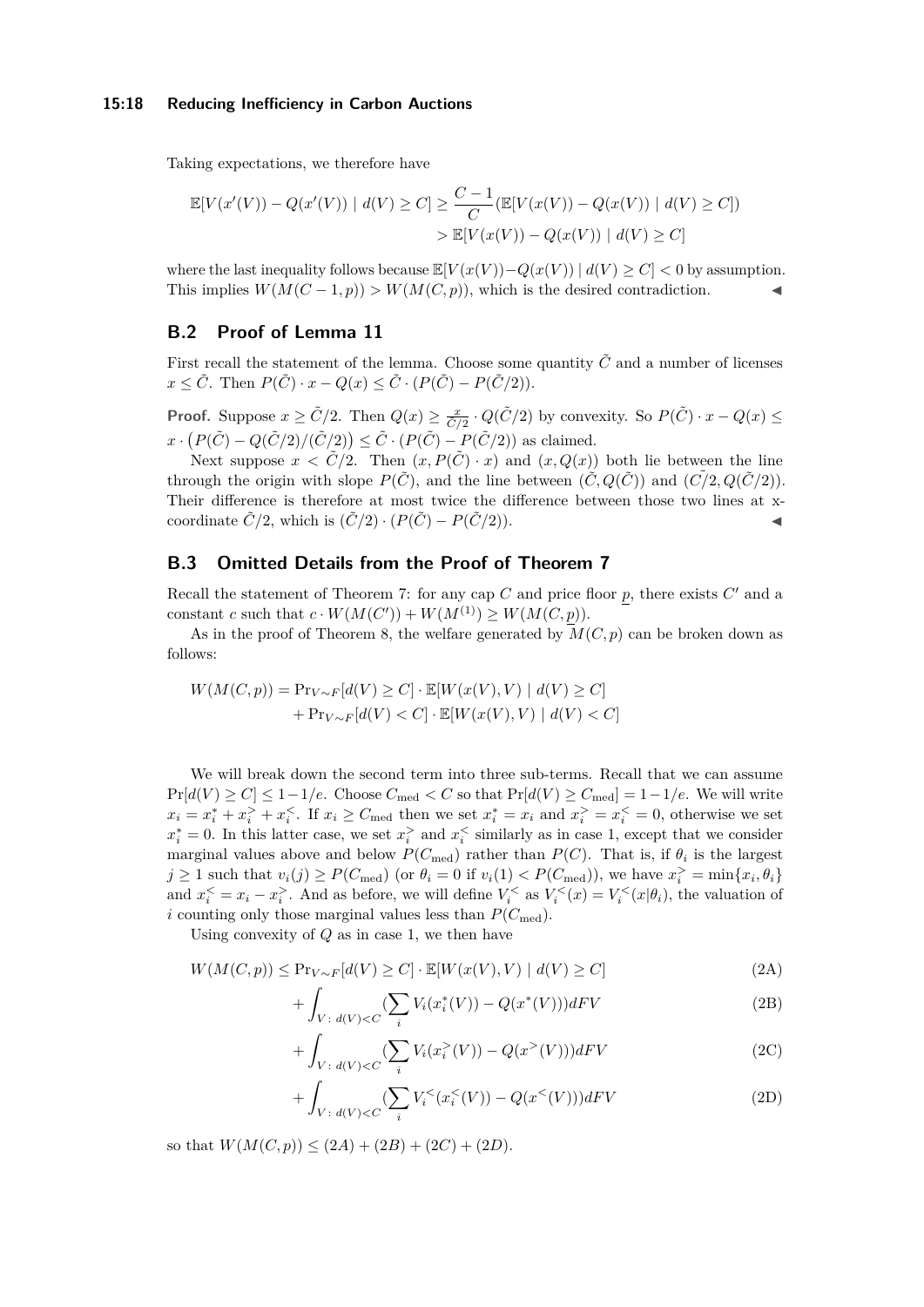Taking expectations, we therefore have

$$\mathbb{E}[V(x'(V)) - Q(x'(V)) \mid d(V) \geq C] \geq \frac{C-1}{C}(\mathbb{E}[V(x(V)) - Q(x(V)) \mid d(V) \geq C])$$
$$> \mathbb{E}[V(x(V)) - Q(x(V)) \mid d(V) \geq C]$$

where the last inequality follows because $\mathbb{E}[V(x(V)) - Q(x(V)) \mid d(V) \geq C] < 0$ by assumption. This implies $W(M(C-1, p)) > W(M(C, p))$, which is the desired contradiction. ◀

## B.2 Proof of Lemma 11

First recall the statement of the lemma. Choose some quantity $\tilde{C}$ and a number of licenses $x \leq \tilde{C}$. Then $P(\tilde{C}) \cdot x - Q(x) \leq \tilde{C} \cdot (P(\tilde{C}) - P(\tilde{C}/2))$.

**Proof.** Suppose $x \geq \tilde{C}/2$. Then $Q(x) \geq \frac{x}{\tilde{C}/2} \cdot Q(\tilde{C}/2)$ by convexity. So $P(\tilde{C}) \cdot x - Q(x) \leq x \cdot \left(P(\tilde{C}) - Q(\tilde{C}/2)/(\tilde{C}/2)\right) \leq \tilde{C} \cdot (P(\tilde{C}) - P(\tilde{C}/2))$ as claimed.

Next suppose $x < \tilde{C}/2$. Then $(x, P(\tilde{C}) \cdot x)$ and $(x, Q(x))$ both lie between the line through the origin with slope $P(\tilde{C})$, and the line between $(\tilde{C}, Q(\tilde{C}))$ and $(\tilde{C}/2, Q(\tilde{C}/2))$. Their difference is therefore at most twice the difference between those two lines at x-coordinate $\tilde{C}/2$, which is $(\tilde{C}/2) \cdot (P(\tilde{C}) - P(\tilde{C}/2))$. ◀

## B.3 Omitted Details from the Proof of Theorem 7

Recall the statement of Theorem 7: for any cap $C$ and price floor $\underline{p}$, there exists $C'$ and a constant $c$ such that $c \cdot W(M(C')) + W(M^{(1)}) \geq W(M(C, \underline{p}))$.

As in the proof of Theorem 8, the welfare generated by $M(C, p)$ can be broken down as follows:

$$W(M(C,p)) = \Pr_{V \sim F}[d(V) \geq C] \cdot \mathbb{E}[W(x(V), V) \mid d(V) \geq C]$$
$$+ \Pr_{V \sim F}[d(V) < C] \cdot \mathbb{E}[W(x(V), V) \mid d(V) < C]$$

We will break down the second term into three sub-terms. Recall that we can assume $\Pr[d(V) \geq C] \leq 1 - 1/e$. Choose $C_{\text{med}} < C$ so that $\Pr[d(V) \geq C_{\text{med}}] = 1 - 1/e$. We will write $x_i = x_i^* + x_i^> + x_i^<$. If $x_i \geq C_{\text{med}}$ then we set $x_i^* = x_i$ and $x_i^> = x_i^< = 0$, otherwise we set $x_i^* = 0$. In this latter case, we set $x_i^>$ and $x_i^<$ similarly as in case 1, except that we consider marginal values above and below $P(C_{\text{med}})$ rather than $P(C)$. That is, if $\theta_i$ is the largest $j \geq 1$ such that $v_i(j) \geq P(C_{\text{med}})$ (or $\theta_i = 0$ if $v_i(1) < P(C_{\text{med}})$), we have $x_i^> = \min\{x_i, \theta_i\}$ and $x_i^< = x_i - x_i^>$. And as before, we will define $V_i^<$ as $V_i^<(x) = V_i^<(x|\theta_i)$, the valuation of $i$ counting only those marginal values less than $P(C_{\text{med}})$.

Using convexity of $Q$ as in case 1, we then have

$$W(M(C,p)) \leq \Pr_{V \sim F}[d(V) \geq C] \cdot \mathbb{E}[W(x(V), V) \mid d(V) \geq C] \tag{2A}$$
$$+ \int_{V:\, d(V) < C} (\sum_i V_i(x_i^*(V)) - Q(x^*(V))) dFV \tag{2B}$$
$$+ \int_{V:\, d(V) < C} (\sum_i V_i(x_i^>(V)) - Q(x^>(V))) dFV \tag{2C}$$
$$+ \int_{V:\, d(V) < C} (\sum_i V_i^<(x_i^<(V)) - Q(x^<(V))) dFV \tag{2D}$$

so that $W(M(C,p)) \leq (2A) + (2B) + (2C) + (2D)$.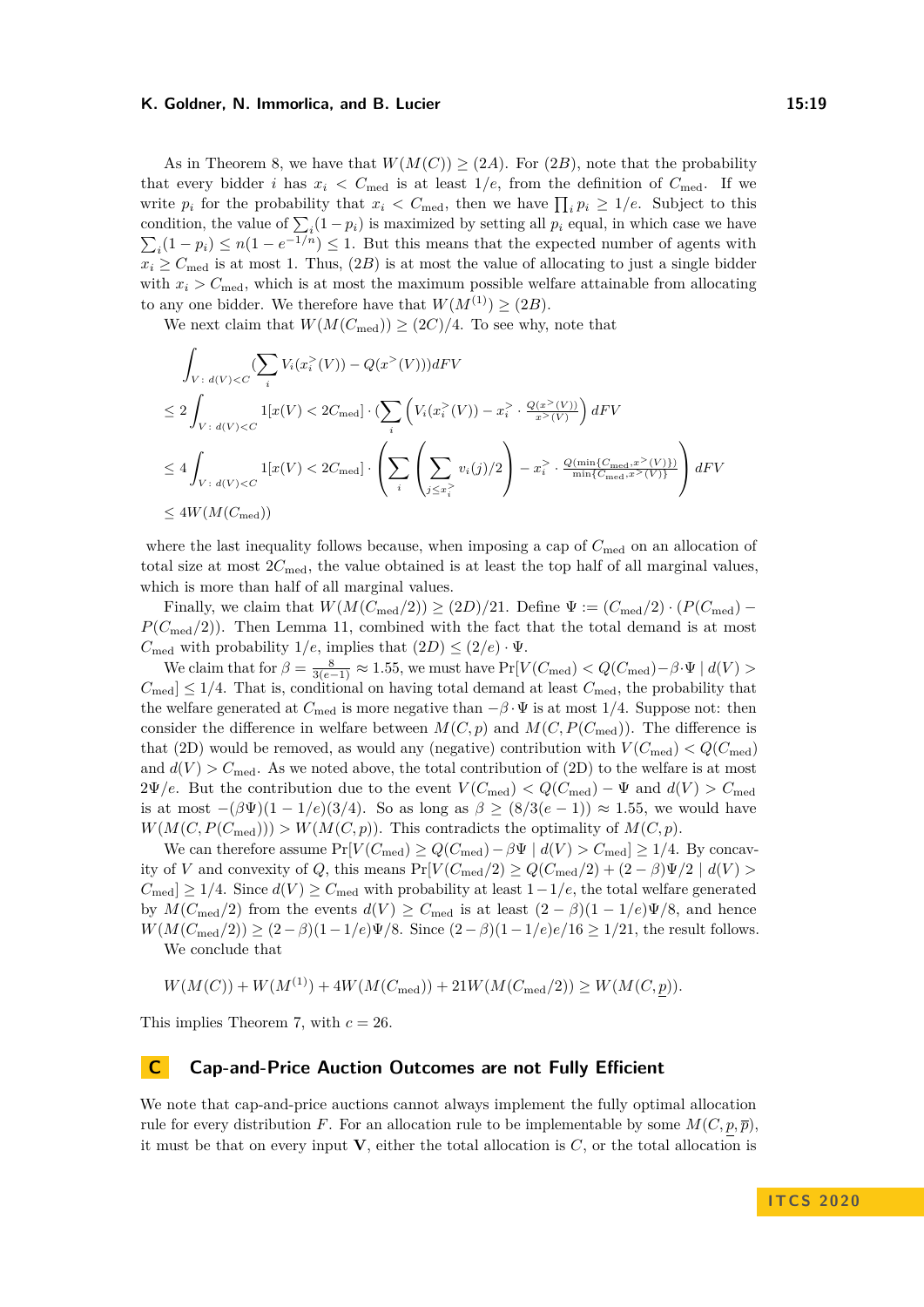As in Theorem 8, we have that $W(M(C)) \geq (2A)$. For $(2B)$, note that the probability that every bidder $i$ has $x_i < C_{\text{med}}$ is at least $1/e$, from the definition of $C_{\text{med}}$. If we write $p_i$ for the probability that $x_i < C_{\text{med}}$, then we have $\prod_i p_i \geq 1/e$. Subject to this condition, the value of $\sum_i (1-p_i)$ is maximized by setting all $p_i$ equal, in which case we have $\sum_i (1-p_i) \leq n(1-e^{-1/n}) \leq 1$. But this means that the expected number of agents with $x_i \geq C_{\text{med}}$ is at most 1. Thus, $(2B)$ is at most the value of allocating to just a single bidder with $x_i > C_{\text{med}}$, which is at most the maximum possible welfare attainable from allocating to any one bidder. We therefore have that $W(M^{(1)}) \geq (2B)$.

We next claim that $W(M(C_{\text{med}})) \geq (2C)/4$. To see why, note that

$$
\begin{aligned}
&\int_{V\,:\,d(V)<C} \Big(\sum_i V_i(x_i^>(V)) - Q(x^>(V))\Big) dFV \\
&\leq 2\int_{V\,:\,d(V)<C} 1[x(V) < 2C_{\text{med}}] \cdot \Big(\sum_i \Big(V_i(x_i^>(V)) - x_i^> \cdot \tfrac{Q(x^>(V))}{x^>(V)}\Big) dFV \\
&\leq 4\int_{V\,:\,d(V)<C} 1[x(V) < 2C_{\text{med}}] \cdot \left(\sum_i \left(\sum_{j \leq x_i^>} v_i(j)/2\right) - x_i^> \cdot \tfrac{Q(\min\{C_{\text{med}}, x^>(V)\})}{\min\{C_{\text{med}}, x^>(V)\}}\right) dFV \\
&\leq 4W(M(C_{\text{med}}))
\end{aligned}
$$

where the last inequality follows because, when imposing a cap of $C_{\text{med}}$ on an allocation of total size at most $2C_{\text{med}}$, the value obtained is at least the top half of all marginal values, which is more than half of all marginal values.

Finally, we claim that $W(M(C_{\text{med}}/2)) \geq (2D)/21$. Define $\Psi := (C_{\text{med}}/2) \cdot (P(C_{\text{med}}) - P(C_{\text{med}}/2))$. Then Lemma 11, combined with the fact that the total demand is at most $C_{\text{med}}$ with probability $1/e$, implies that $(2D) \leq (2/e) \cdot \Psi$.

We claim that for $\beta = \frac{8}{3(e-1)} \approx 1.55$, we must have $\Pr[V(C_{\text{med}}) < Q(C_{\text{med}}) - \beta \cdot \Psi \mid d(V) > C_{\text{med}}] \leq 1/4$. That is, conditional on having total demand at least $C_{\text{med}}$, the probability that the welfare generated at $C_{\text{med}}$ is more negative than $-\beta \cdot \Psi$ is at most $1/4$. Suppose not: then consider the difference in welfare between $M(C, p)$ and $M(C, P(C_{\text{med}}))$. The difference is that (2D) would be removed, as would any (negative) contribution with $V(C_{\text{med}}) < Q(C_{\text{med}})$ and $d(V) > C_{\text{med}}$. As we noted above, the total contribution of (2D) to the welfare is at most $2\Psi/e$. But the contribution due to the event $V(C_{\text{med}}) < Q(C_{\text{med}}) - \Psi$ and $d(V) > C_{\text{med}}$ is at most $-(\beta\Psi)(1-1/e)(3/4)$. So as long as $\beta \geq (8/3(e-1)) \approx 1.55$, we would have $W(M(C, P(C_{\text{med}}))) > W(M(C, p))$. This contradicts the optimality of $M(C, p)$.

We can therefore assume $\Pr[V(C_{\text{med}}) \geq Q(C_{\text{med}}) - \beta\Psi \mid d(V) > C_{\text{med}}] \geq 1/4$. By concavity of $V$ and convexity of $Q$, this means $\Pr[V(C_{\text{med}}/2) \geq Q(C_{\text{med}}/2) + (2-\beta)\Psi/2 \mid d(V) > C_{\text{med}}] \geq 1/4$. Since $d(V) \geq C_{\text{med}}$ with probability at least $1 - 1/e$, the total welfare generated by $M(C_{\text{med}}/2)$ from the events $d(V) \geq C_{\text{med}}$ is at least $(2-\beta)(1-1/e)\Psi/8$, and hence $W(M(C_{\text{med}}/2)) \geq (2-\beta)(1-1/e)\Psi/8$. Since $(2-\beta)(1-1/e)e/16 \geq 1/21$, the result follows.

We conclude that

$$
W(M(C)) + W(M^{(1)}) + 4W(M(C_{\text{med}})) + 21W(M(C_{\text{med}}/2)) \geq W(M(C, \underline{p})).
$$

This implies Theorem 7, with $c = 26$.

# C Cap-and-Price Auction Outcomes are not Fully Efficient

We note that cap-and-price auctions cannot always implement the fully optimal allocation rule for every distribution $F$. For an allocation rule to be implementable by some $M(C, \underline{p}, \overline{p})$, it must be that on every input $\mathbf{V}$, either the total allocation is $C$, or the total allocation is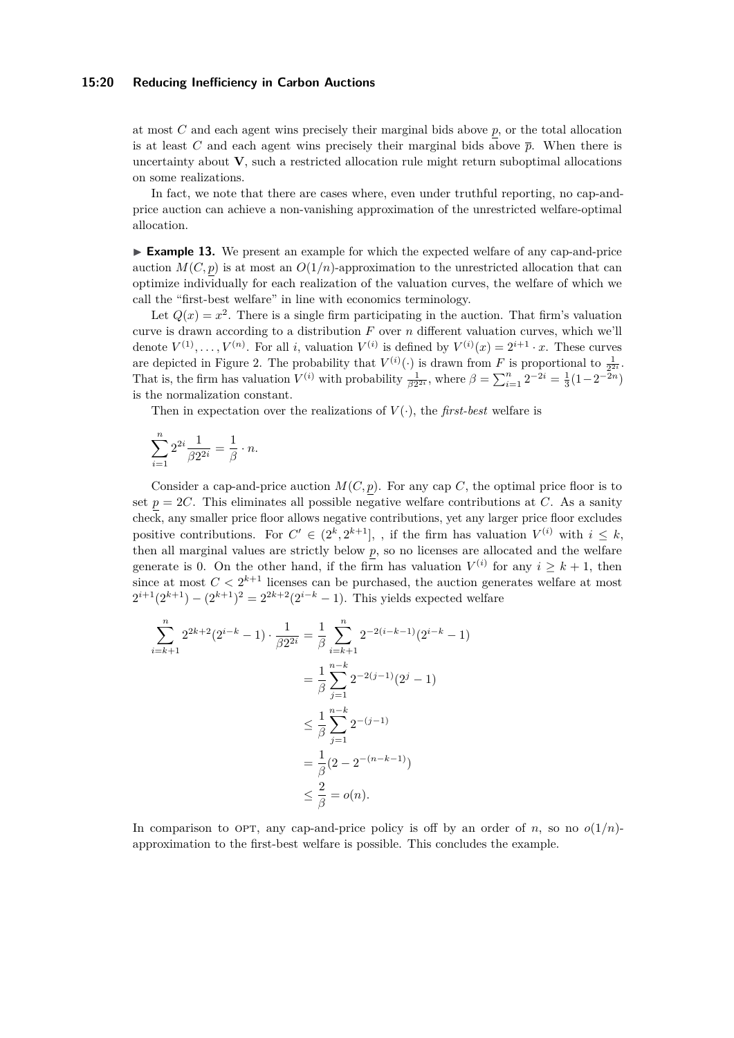at most $C$ and each agent wins precisely their marginal bids above $\underline{p}$, or the total allocation is at least $C$ and each agent wins precisely their marginal bids above $\overline{p}$. When there is uncertainty about $\mathbf{V}$, such a restricted allocation rule might return suboptimal allocations on some realizations.

In fact, we note that there are cases where, even under truthful reporting, no cap-and-price auction can achieve a non-vanishing approximation of the unrestricted welfare-optimal allocation.

▶ **Example 13.** We present an example for which the expected welfare of any cap-and-price auction $M(C, \underline{p})$ is at most an $O(1/n)$-approximation to the unrestricted allocation that can optimize individually for each realization of the valuation curves, the welfare of which we call the "first-best welfare" in line with economics terminology.

Let $Q(x) = x^2$. There is a single firm participating in the auction. That firm's valuation curve is drawn according to a distribution $F$ over $n$ different valuation curves, which we'll denote $V^{(1)}, \ldots, V^{(n)}$. For all $i$, valuation $V^{(i)}$ is defined by $V^{(i)}(x) = 2^{i+1} \cdot x$. These curves are depicted in Figure 2. The probability that $V^{(i)}(\cdot)$ is drawn from $F$ is proportional to $\frac{1}{2^{2i}}$. That is, the firm has valuation $V^{(i)}$ with probability $\frac{1}{\beta 2^{2i}}$, where $\beta = \sum_{i=1}^{n} 2^{-2i} = \frac{1}{3}(1-2^{-2n})$ is the normalization constant.

Then in expectation over the realizations of $V(\cdot)$, the *first-best* welfare is

$$\sum_{i=1}^{n} 2^{2i} \frac{1}{\beta 2^{2i}} = \frac{1}{\beta} \cdot n.$$

Consider a cap-and-price auction $M(C, \underline{p})$. For any cap $C$, the optimal price floor is to set $\underline{p} = 2C$. This eliminates all possible negative welfare contributions at $C$. As a sanity check, any smaller price floor allows negative contributions, yet any larger price floor excludes positive contributions. For $C' \in (2^k, 2^{k+1}]$, , if the firm has valuation $V^{(i)}$ with $i \leq k$, then all marginal values are strictly below $\underline{p}$, so no licenses are allocated and the welfare generate is 0. On the other hand, if the firm has valuation $V^{(i)}$ for any $i \geq k+1$, then since at most $C < 2^{k+1}$ licenses can be purchased, the auction generates welfare at most $2^{i+1}(2^{k+1}) - (2^{k+1})^2 = 2^{2k+2}(2^{i-k} - 1)$. This yields expected welfare

$$\begin{aligned}
\sum_{i=k+1}^{n} 2^{2k+2}(2^{i-k} - 1) \cdot \frac{1}{\beta 2^{2i}} &= \frac{1}{\beta} \sum_{i=k+1}^{n} 2^{-2(i-k-1)}(2^{i-k} - 1) \\
&= \frac{1}{\beta} \sum_{j=1}^{n-k} 2^{-2(j-1)}(2^{j} - 1) \\
&\leq \frac{1}{\beta} \sum_{j=1}^{n-k} 2^{-(j-1)} \\
&= \frac{1}{\beta}(2 - 2^{-(n-k-1)}) \\
&\leq \frac{2}{\beta} = o(n).
\end{aligned}$$

In comparison to OPT, any cap-and-price policy is off by an order of $n$, so no $o(1/n)$-approximation to the first-best welfare is possible. This concludes the example.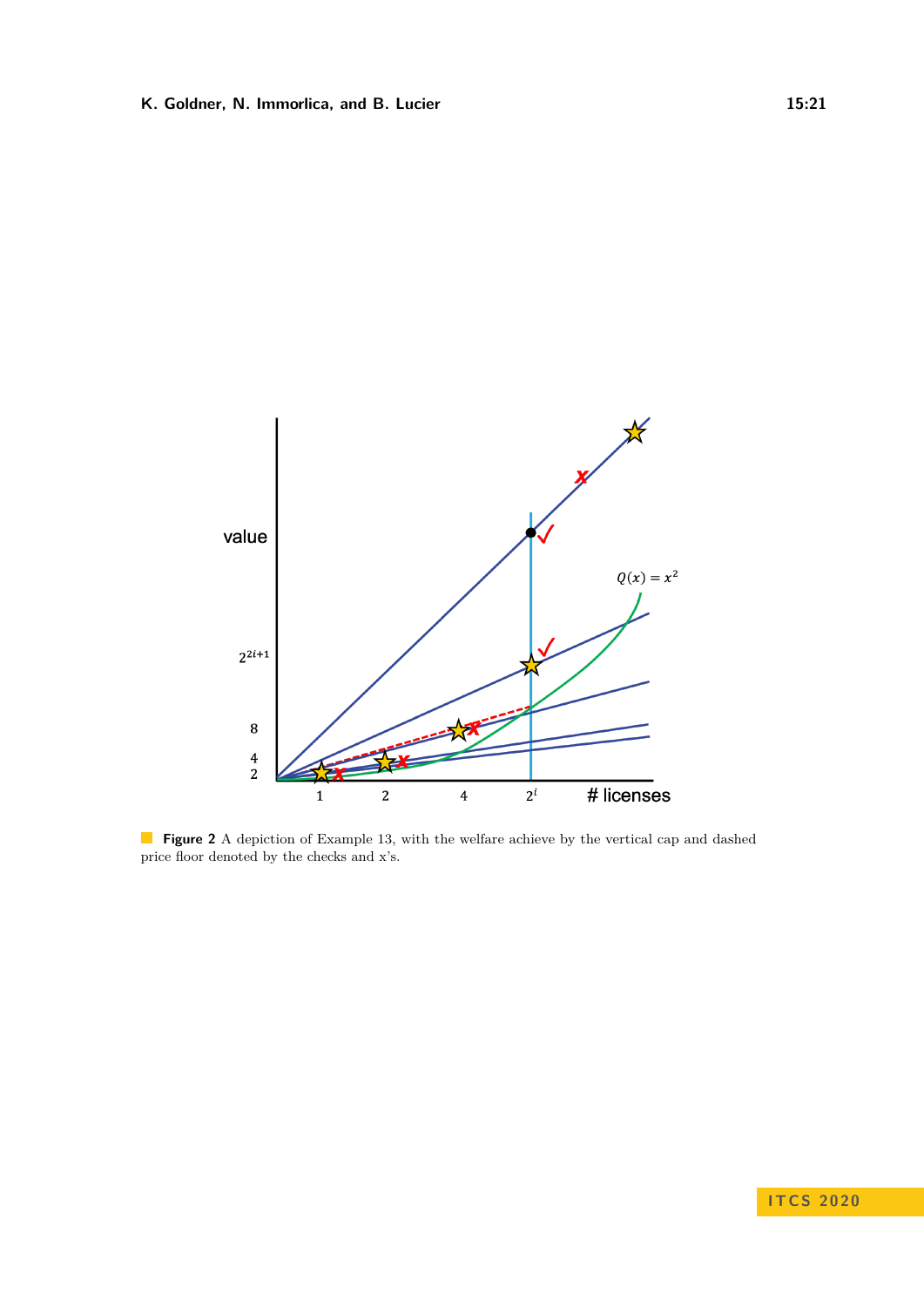value

$2^{2i+1}$

8

4

2

1

2

4

$2^i$

# licenses

$Q(x) = x^2$

**Figure 2** A depiction of Example 13, with the welfare achieve by the vertical cap and dashed price floor denoted by the checks and x's.